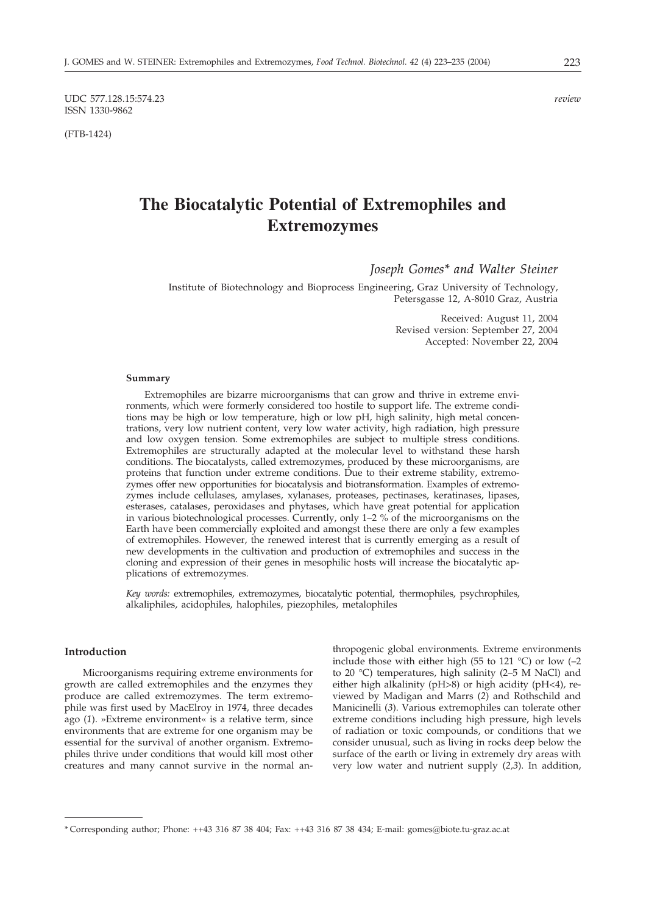UDC 577.128.15:574.23 *review*
ISSN 1330-9862

(FTB-1424)

# The Biocatalytic Potential of Extremophiles and Extremozymes

*Joseph Gomes\* and Walter Steiner*

Institute of Biotechnology and Bioprocess Engineering, Graz University of Technology, Petersgasse 12, A-8010 Graz, Austria

Received: August 11, 2004
Revised version: September 27, 2004
Accepted: November 22, 2004

#### Summary

Extremophiles are bizarre microorganisms that can grow and thrive in extreme environments, which were formerly considered too hostile to support life. The extreme conditions may be high or low temperature, high or low pH, high salinity, high metal concentrations, very low nutrient content, very low water activity, high radiation, high pressure and low oxygen tension. Some extremophiles are subject to multiple stress conditions. Extremophiles are structurally adapted at the molecular level to withstand these harsh conditions. The biocatalysts, called extremozymes, produced by these microorganisms, are proteins that function under extreme conditions. Due to their extreme stability, extremozymes offer new opportunities for biocatalysis and biotransformation. Examples of extremozymes include cellulases, amylases, xylanases, proteases, pectinases, keratinases, lipases, esterases, catalases, peroxidases and phytases, which have great potential for application in various biotechnological processes. Currently, only 1–2 % of the microorganisms on the Earth have been commercially exploited and amongst these there are only a few examples of extremophiles. However, the renewed interest that is currently emerging as a result of new developments in the cultivation and production of extremophiles and success in the cloning and expression of their genes in mesophilic hosts will increase the biocatalytic applications of extremozymes.

*Key words:* extremophiles, extremozymes, biocatalytic potential, thermophiles, psychrophiles, alkaliphiles, acidophiles, halophiles, piezophiles, metalophiles

#### Introduction

Microorganisms requiring extreme environments for growth are called extremophiles and the enzymes they produce are called extremozymes. The term extremophile was first used by MacElroy in 1974, three decades ago (*1*). »Extreme environment« is a relative term, since environments that are extreme for one organism may be essential for the survival of another organism. Extremophiles thrive under conditions that would kill most other creatures and many cannot survive in the normal anthropogenic global environments. Extreme environments include those with either high (55 to 121 °C) or low (–2 to 20 °C) temperatures, high salinity (2–5 M NaCl) and either high alkalinity (pH>8) or high acidity (pH<4), reviewed by Madigan and Marrs (*2*) and Rothschild and Manicinelli (*3*). Various extremophiles can tolerate other extreme conditions including high pressure, high levels of radiation or toxic compounds, or conditions that we consider unusual, such as living in rocks deep below the surface of the earth or living in extremely dry areas with very low water and nutrient supply (*2,3*). In addition,

\* Corresponding author; Phone: ++43 316 87 38 404; Fax: ++43 316 87 38 434; E-mail: gomes@biote.tu-graz.ac.at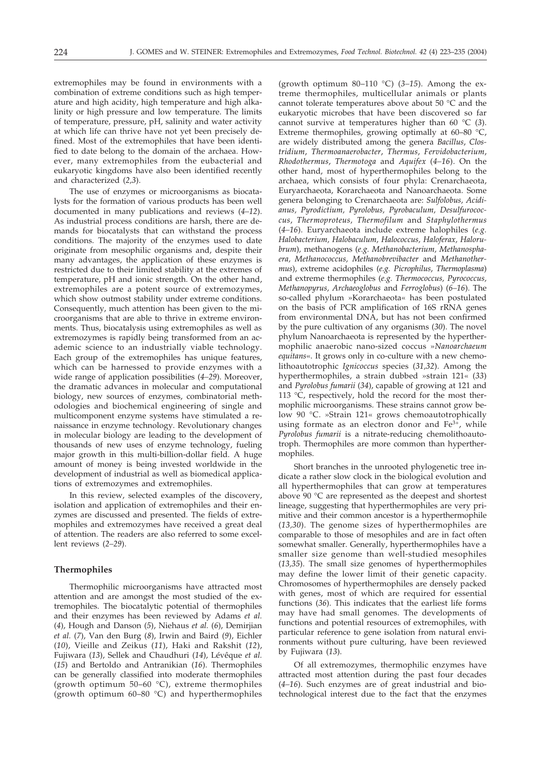extremophiles may be found in environments with a combination of extreme conditions such as high temperature and high acidity, high temperature and high alkalinity or high pressure and low temperature. The limits of temperature, pressure, pH, salinity and water activity at which life can thrive have not yet been precisely defined. Most of the extremophiles that have been identified to date belong to the domain of the archaea. However, many extremophiles from the eubacterial and eukaryotic kingdoms have also been identified recently and characterized (*2,3*).

The use of enzymes or microorganisms as biocatalysts for the formation of various products has been well documented in many publications and reviews (*4–12*). As industrial process conditions are harsh, there are demands for biocatalysts that can withstand the process conditions. The majority of the enzymes used to date originate from mesophilic organisms and, despite their many advantages, the application of these enzymes is restricted due to their limited stability at the extremes of temperature, pH and ionic strength. On the other hand, extremophiles are a potent source of extremozymes, which show outmost stability under extreme conditions. Consequently, much attention has been given to the microorganisms that are able to thrive in extreme environments. Thus, biocatalysis using extremophiles as well as extremozymes is rapidly being transformed from an academic science to an industrially viable technology. Each group of the extremophiles has unique features, which can be harnessed to provide enzymes with a wide range of application possibilities (*4–29*). Moreover, the dramatic advances in molecular and computational biology, new sources of enzymes, combinatorial methodologies and biochemical engineering of single and multicomponent enzyme systems have stimulated a renaissance in enzyme technology. Revolutionary changes in molecular biology are leading to the development of thousands of new uses of enzyme technology, fueling major growth in this multi-billion-dollar field. A huge amount of money is being invested worldwide in the development of industrial as well as biomedical applications of extremozymes and extremophiles.

In this review, selected examples of the discovery, isolation and application of extremophiles and their enzymes are discussed and presented. The fields of extremophiles and extremozymes have received a great deal of attention. The readers are also referred to some excellent reviews (*2–29*).

## Thermophiles

Thermophilic microorganisms have attracted most attention and are amongst the most studied of the extremophiles. The biocatalytic potential of thermophiles and their enzymes has been reviewed by Adams *et al.* (*4*), Hough and Danson (*5*), Niehaus *et al.* (*6*), Demirjian *et al.* (*7*), Van den Burg (*8*), Irwin and Baird (*9*), Eichler (*10*), Vieille and Zeikus (*11*), Haki and Rakshit (*12*), Fujiwara (*13*), Sellek and Chaudhuri (*14*), Lévêque *et al.* (*15*) and Bertoldo and Antranikian (*16*). Thermophiles can be generally classified into moderate thermophiles (growth optimum 50–60 °C), extreme thermophiles (growth optimum 60–80 °C) and hyperthermophiles (growth optimum 80–110 °C) (*3–15*). Among the extreme thermophiles, multicellular animals or plants cannot tolerate temperatures above about 50 °C and the eukaryotic microbes that have been discovered so far cannot survive at temperatures higher than 60 °C (*3*). Extreme thermophiles, growing optimally at 60–80 °C, are widely distributed among the genera *Bacillus*, *Clostridium*, *Thermoanaerobacter*, *Thermus*, *Fervidobacterium*, *Rhodothermus*, *Thermotoga* and *Aquifex* (*4–16*). On the other hand, most of hyperthermophiles belong to the archaea, which consists of four phyla: Crenarchaeota, Euryarchaeota, Korarchaeota and Nanoarchaeota. Some genera belonging to Crenarchaeota are: *Sulfolobus, Acidianus, Pyrodictium, Pyrolobus, Pyrobaculum, Desulfurococcus, Thermoproteus, Thermofilum* and *Staphylothermus* (*4–16*). Euryarchaeota include extreme halophiles (*e.g. Halobacterium, Halobaculum, Halococcus, Haloferax, Halorubrum*), methanogens (*e.g. Methanobacterium, Methanosphaera, Methanococcus, Methanobrevibacter* and *Methanothermus*), extreme acidophiles (*e.g. Picrophilus, Thermoplasma*) and extreme thermophiles (*e.g. Thermococcus, Pyrococcus, Methanopyrus, Archaeoglobus* and *Ferroglobus*) (*6–16*). The so-called phylum »Korarchaeota« has been postulated on the basis of PCR amplification of 16S rRNA genes from environmental DNA, but has not been confirmed by the pure cultivation of any organisms (*30*). The novel phylum Nanoarchaeota is represented by the hyperthermophilic anaerobic nano-sized coccus »*Nanoarchaeum equitans*«. It grows only in co-culture with a new chemolithoautotrophic *Ignicoccus* species (*31,32*). Among the hyperthermophiles, a strain dubbed »strain 121« (*33*) and *Pyrolobus fumarii* (*34*), capable of growing at 121 and 113 °C, respectively, hold the record for the most thermophilic microorganisms. These strains cannot grow below 90 °C. »Strain 121« grows chemoautotrophically using formate as an electron donor and $Fe^{3+}$, while *Pyrolobus fumarii* is a nitrate-reducing chemolithoautotroph. Thermophiles are more common than hyperthermophiles.

Short branches in the unrooted phylogenetic tree indicate a rather slow clock in the biological evolution and all hyperthermophiles that can grow at temperatures above 90 °C are represented as the deepest and shortest lineage, suggesting that hyperthermophiles are very primitive and their common ancestor is a hyperthermophile (*13,30*). The genome sizes of hyperthermophiles are comparable to those of mesophiles and are in fact often somewhat smaller. Generally, hyperthermophiles have a smaller size genome than well-studied mesophiles (*13,35*). The small size genomes of hyperthermophiles may define the lower limit of their genetic capacity. Chromosomes of hyperthermophiles are densely packed with genes, most of which are required for essential functions (*36*). This indicates that the earliest life forms may have had small genomes. The developments of functions and potential resources of extremophiles, with particular reference to gene isolation from natural environments without pure culturing, have been reviewed by Fujiwara (*13*).

Of all extremozymes, thermophilic enzymes have attracted most attention during the past four decades (*4–16*). Such enzymes are of great industrial and biotechnological interest due to the fact that the enzymes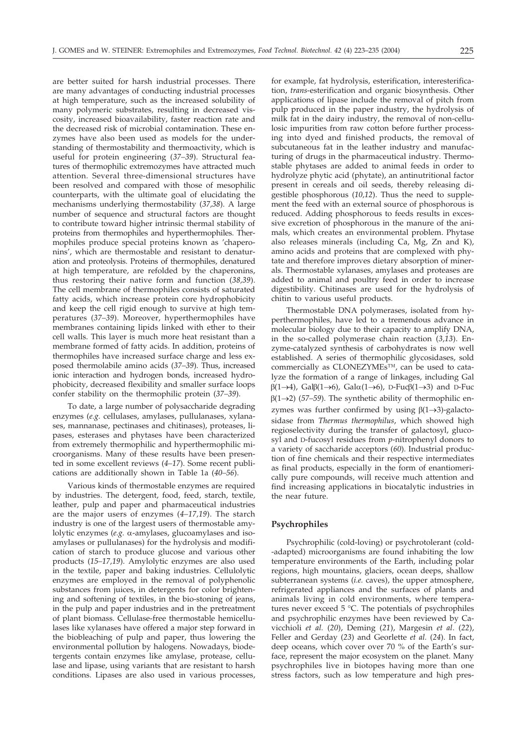are better suited for harsh industrial processes. There are many advantages of conducting industrial processes at high temperature, such as the increased solubility of many polymeric substrates, resulting in decreased viscosity, increased bioavailability, faster reaction rate and the decreased risk of microbial contamination. These enzymes have also been used as models for the understanding of thermostability and thermoactivity, which is useful for protein engineering (*37–39*). Structural features of thermophilic extremozymes have attracted much attention. Several three-dimensional structures have been resolved and compared with those of mesophilic counterparts, with the ultimate goal of elucidating the mechanisms underlying thermostability (*37,38*). A large number of sequence and structural factors are thought to contribute toward higher intrinsic thermal stability of proteins from thermophiles and hyperthermophiles. Thermophiles produce special proteins known as 'chaperonins', which are thermostable and resistant to denaturation and proteolysis. Proteins of thermophiles, denatured at high temperature, are refolded by the chaperonins, thus restoring their native form and function (*38,39*). The cell membrane of thermophiles consists of saturated fatty acids, which increase protein core hydrophobicity and keep the cell rigid enough to survive at high temperatures (*37–39*). Moreover, hyperthermophiles have membranes containing lipids linked with ether to their cell walls. This layer is much more heat resistant than a membrane formed of fatty acids. In addition, proteins of thermophiles have increased surface charge and less exposed thermolabile amino acids (*37–39*). Thus, increased ionic interaction and hydrogen bonds, increased hydrophobicity, decreased flexibility and smaller surface loops confer stability on the thermophilic protein (*37–39*).

To date, a large number of polysaccharide degrading enzymes (*e.g.* cellulases, amylases, pullulanases, xylanases, mannanase, pectinases and chitinases), proteases, lipases, esterases and phytases have been characterized from extremely thermophilic and hyperthermophilic microorganisms. Many of these results have been presented in some excellent reviews (*4–17*). Some recent publications are additionally shown in Table 1a (*40–56*).

Various kinds of thermostable enzymes are required by industries. The detergent, food, feed, starch, textile, leather, pulp and paper and pharmaceutical industries are the major users of enzymes (*4–17,19*). The starch industry is one of the largest users of thermostable amylolytic enzymes (*e.g.* α-amylases, glucoamylases and isoamylases or pullulanases) for the hydrolysis and modification of starch to produce glucose and various other products (*15–17,19*). Amylolytic enzymes are also used in the textile, paper and baking industries. Cellulolytic enzymes are employed in the removal of polyphenolic substances from juices, in detergents for color brightening and softening of textiles, in the bio-stoning of jeans, in the pulp and paper industries and in the pretreatment of plant biomass. Cellulase-free thermostable hemicellulases like xylanases have offered a major step forward in the biobleaching of pulp and paper, thus lowering the environmental pollution by halogens. Nowadays, biodetergents contain enzymes like amylase, protease, cellulase and lipase, using variants that are resistant to harsh conditions. Lipases are also used in various processes, for example, fat hydrolysis, esterification, interesterification, *trans*-esterification and organic biosynthesis. Other applications of lipase include the removal of pitch from pulp produced in the paper industry, the hydrolysis of milk fat in the dairy industry, the removal of non-cellulosic impurities from raw cotton before further processing into dyed and finished products, the removal of subcutaneous fat in the leather industry and manufacturing of drugs in the pharmaceutical industry. Thermostable phytases are added to animal feeds in order to hydrolyze phytic acid (phytate), an antinutritional factor present in cereals and oil seeds, thereby releasing digestible phosphorous (*10,12*). Thus the need to supplement the feed with an external source of phosphorous is reduced. Adding phosphorous to feeds results in excessive excretion of phosphorous in the manure of the animals, which creates an environmental problem. Phytase also releases minerals (including Ca, Mg, Zn and K), amino acids and proteins that are complexed with phytate and therefore improves dietary absorption of minerals. Thermostable xylanases, amylases and proteases are added to animal and poultry feed in order to increase digestibility. Chitinases are used for the hydrolysis of chitin to various useful products.

Thermostable DNA polymerases, isolated from hyperthermophiles, have led to a tremendous advance in molecular biology due to their capacity to amplify DNA, in the so-called polymerase chain reaction (*3,13*). Enzyme-catalyzed synthesis of carbohydrates is now well established. A series of thermophilic glycosidases, sold commercially as CLONEZYMEs™, can be used to catalyze the formation of a range of linkages, including Gal β(1→4), Galβ(1→6), Galα(1→6), D-Fucβ(1→3) and D-Fuc β(1→2) (*57–59*). The synthetic ability of thermophilic enzymes was further confirmed by using β(1→3)-galactosidase from *Thermus thermophilus*, which showed high regioselectivity during the transfer of galactosyl, glucosyl and D-fucosyl residues from *p*-nitrophenyl donors to a variety of saccharide acceptors (*60*). Industrial production of fine chemicals and their respective intermediates as final products, especially in the form of enantiomerically pure compounds, will receive much attention and find increasing applications in biocatalytic industries in the near future.

## Psychrophiles

Psychrophilic (cold-loving) or psychrotolerant (cold-adapted) microorganisms are found inhabiting the low temperature environments of the Earth, including polar regions, high mountains, glaciers, ocean deeps, shallow subterranean systems (*i.e.* caves), the upper atmosphere, refrigerated appliances and the surfaces of plants and animals living in cold environments, where temperatures never exceed 5 °C. The potentials of psychrophiles and psychrophilic enzymes have been reviewed by Cavicchioli *et al.* (*20*), Deming (*21*), Margesin *et al.* (*22*), Feller and Gerday (*23*) and Georlette *et al.* (*24*). In fact, deep oceans, which cover over 70 % of the Earth's surface, represent the major ecosystem on the planet. Many psychrophiles live in biotopes having more than one stress factors, such as low temperature and high pres-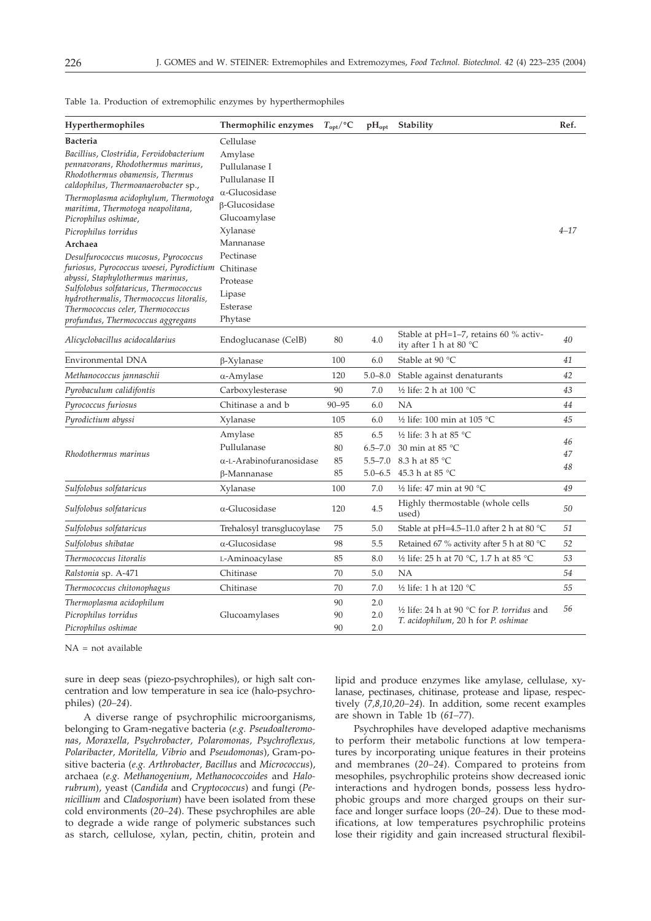Table 1a. Production of extremophilic enzymes by hyperthermophiles

| Hyperthermophiles | Thermophilic enzymes | $T_{opt}$/°C | $pH_{opt}$ | Stability | Ref. |
|---|---|---|---|---|---|
| **Bacteria**<br>*Bacillius, Clostridia, Fervidobacterium pennavorans, Rhodothermus marinus, Rhodothermus obamensis, Thermus caldophilus, Thermoanaerobacter* sp., *Thermoplasma acidophylum, Thermotoga maritima, Thermotoga neapolitana, Picrophilus oshimae, Picrophilus torridus*<br>**Archaea**<br>*Desulfurococcus mucosus, Pyrococcus furiosus, Pyrococcus woesei, Pyrodictium abyssi, Staphylothermus marinus, Sulfolobus solfataricus, Thermococcus hydrothermalis, Thermococcus litoralis, Thermococcus celer, Thermococcus profundus, Thermococcus aggregans* | Cellulase<br>Amylase<br>Pullulanase I<br>Pullulanase II<br>α-Glucosidase<br>β-Glucosidase<br>Glucoamylase<br>Xylanase<br>Mannanase<br>Pectinase<br>Chitinase<br>Protease<br>Lipase<br>Esterase<br>Phytase | | | | *4–17* |
| *Alicyclobacillus acidocaldarius* | Endoglucanase (CelB) | 80 | 4.0 | Stable at pH=1–7, retains 60 % activity after 1 h at 80 °C | *40* |
| Environmental DNA | β-Xylanase | 100 | 6.0 | Stable at 90 °C | *41* |
| *Methanococcus jannaschii* | α-Amylase | 120 | 5.0–8.0 | Stable against denaturants | *42* |
| *Pyrobaculum calidifontis* | Carboxylesterase | 90 | 7.0 | ½ life: 2 h at 100 °C | *43* |
| *Pyrococcus furiosus* | Chitinase a and b | 90–95 | 6.0 | NA | *44* |
| *Pyrodictium abyssi* | Xylanase | 105 | 6.0 | ½ life: 100 min at 105 °C | *45* |
| *Rhodothermus marinus* | Amylase<br>Pullulanase<br>α-L-Arabinofuranosidase<br>β-Mannanase | 85<br>80<br>85<br>85 | 6.5<br>6.5–7.0<br>5.5–7.0<br>5.0–6.5 | ½ life: 3 h at 85 °C<br>30 min at 85 °C<br>8.3 h at 85 °C<br>45.3 h at 85 °C | *46*<br>*47*<br>*48* |
| *Sulfolobus solfataricus* | Xylanase | 100 | 7.0 | ½ life: 47 min at 90 °C | *49* |
| *Sulfolobus solfataricus* | α-Glucosidase | 120 | 4.5 | Highly thermostable (whole cells used) | *50* |
| *Sulfolobus solfataricus* | Trehalosyl transglucoylase | 75 | 5.0 | Stable at pH=4.5–11.0 after 2 h at 80 °C | *51* |
| *Sulfolobus shibatae* | α-Glucosidase | 98 | 5.5 | Retained 67 % activity after 5 h at 80 °C | *52* |
| *Thermococcus litoralis* | L-Aminoacylase | 85 | 8.0 | ½ life: 25 h at 70 °C, 1.7 h at 85 °C | *53* |
| *Ralstonia* sp. A-471 | Chitinase | 70 | 5.0 | NA | *54* |
| *Thermococcus chitonophagus* | Chitinase | 70 | 7.0 | ½ life: 1 h at 120 °C | *55* |
| *Thermoplasma acidophilum*<br>*Picrophilus torridus*<br>*Picrophilus oshimae* | Glucoamylases | 90<br>90<br>90 | 2.0<br>2.0<br>2.0 | ½ life: 24 h at 90 °C for *P. torridus* and *T. acidophilum*, 20 h for *P. oshimae* | *56* |

NA = not available

sure in deep seas (piezo-psychrophiles), or high salt concentration and low temperature in sea ice (halo-psychrophiles) (*20–24*).

A diverse range of psychrophilic microorganisms, belonging to Gram-negative bacteria (*e.g. Pseudoalteromonas, Moraxella, Psychrobacter, Polaromonas, Psychroflexus, Polaribacter, Moritella, Vibrio* and *Pseudomonas*), Gram-positive bacteria (*e.g. Arthrobacter, Bacillus* and *Micrococcus*), archaea (*e.g. Methanogenium, Methanococcoides* and *Halorubrum*), yeast (*Candida* and *Cryptococcus*) and fungi (*Penicillium* and *Cladosporium*) have been isolated from these cold environments (*20–24*). These psychrophiles are able to degrade a wide range of polymeric substances such as starch, cellulose, xylan, pectin, chitin, protein and lipid and produce enzymes like amylase, cellulase, xylanase, pectinases, chitinase, protease and lipase, respectively (*7,8,10,20–24*). In addition, some recent examples are shown in Table 1b (*61–77*).

Psychrophiles have developed adaptive mechanisms to perform their metabolic functions at low temperatures by incorporating unique features in their proteins and membranes (*20–24*). Compared to proteins from mesophiles, psychrophilic proteins show decreased ionic interactions and hydrogen bonds, possess less hydrophobic groups and more charged groups on their surface and longer surface loops (*20–24*). Due to these modifications, at low temperatures psychrophilic proteins lose their rigidity and gain increased structural flexibil-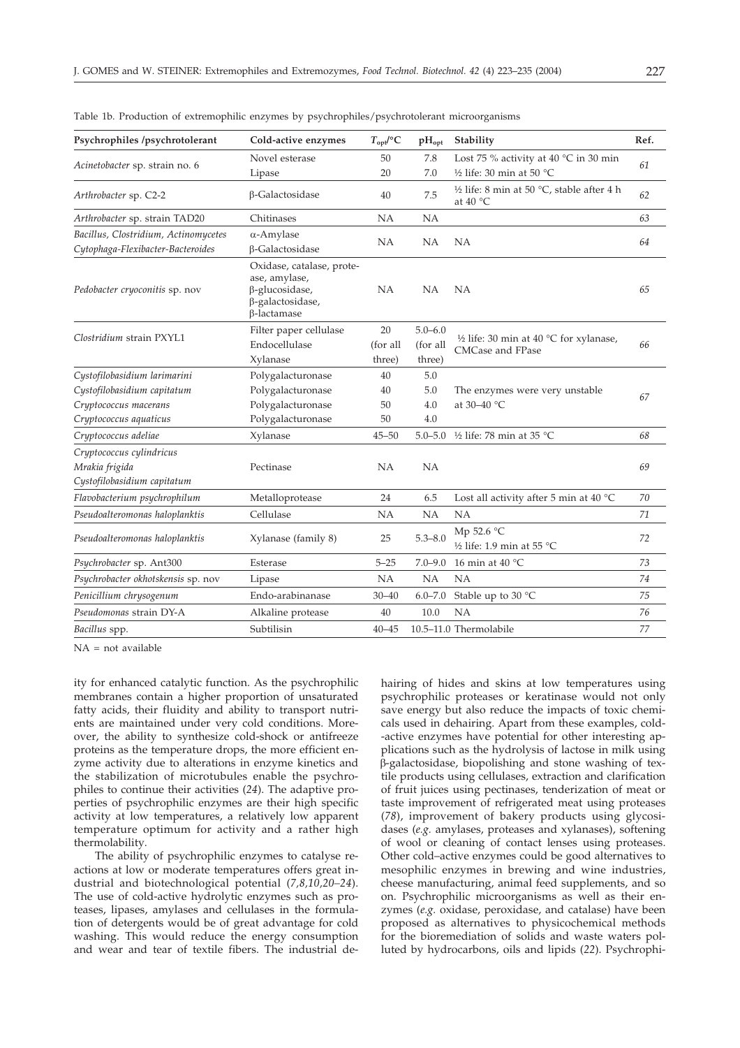Table 1b. Production of extremophilic enzymes by psychrophiles/psychrotolerant microorganisms

| Psychrophiles /psychrotolerant | Cold-active enzymes | $T_{opt}$/°C | $pH_{opt}$ | Stability | Ref. |
|---|---|---|---|---|---|
| *Acinetobacter* sp. strain no. 6 | Novel esterase | 50 | 7.8 | Lost 75 % activity at 40 °C in 30 min | 61 |
| | Lipase | 20 | 7.0 | ½ life: 30 min at 50 °C | |
| *Arthrobacter* sp. C2-2 | β-Galactosidase | 40 | 7.5 | ½ life: 8 min at 50 °C, stable after 4 h at 40 °C | 62 |
| *Arthrobacter* sp. strain TAD20 | Chitinases | NA | NA | | 63 |
| *Bacillus, Clostridium, Actinomycetes* | α-Amylase | NA | NA | NA | 64 |
| *Cytophaga-Flexibacter-Bacteroides* | β-Galactosidase | | | | |
| *Pedobacter cryoconitis* sp. nov | Oxidase, catalase, protease, amylase, β-glucosidase, β-galactosidase, β-lactamase | NA | NA | NA | 65 |
| *Clostridium* strain PXYL1 | Filter paper cellulase | 20 | 5.0–6.0 | ½ life: 30 min at 40 °C for xylanase, CMCase and FPase | 66 |
| | Endocellulase | (for all | (for all | | |
| | Xylanase | three) | three) | | |
| *Cystofilobasidium larimarini* | Polygalacturonase | 40 | 5.0 | The enzymes were very unstable at 30–40 °C | 67 |
| *Cystofilobasidium capitatum* | Polygalacturonase | 40 | 5.0 | | |
| *Cryptococcus macerans* | Polygalacturonase | 50 | 4.0 | | |
| *Cryptococcus aquaticus* | Polygalacturonase | 50 | 4.0 | | |
| *Cryptococcus adeliae* | Xylanase | 45–50 | 5.0–5.0 | ½ life: 78 min at 35 °C | 68 |
| *Cryptococcus cylindricus* <br> *Mrakia frigida* <br> *Cystofilobasidium capitatum* | Pectinase | NA | NA | | 69 |
| *Flavobacterium psychrophilum* | Metalloprotease | 24 | 6.5 | Lost all activity after 5 min at 40 °C | 70 |
| *Pseudoalteromonas haloplanktis* | Cellulase | NA | NA | NA | 71 |
| *Pseudoalteromonas haloplanktis* | Xylanase (family 8) | 25 | 5.3–8.0 | Mp 52.6 °C <br> ½ life: 1.9 min at 55 °C | 72 |
| *Psychrobacter* sp. Ant300 | Esterase | 5–25 | 7.0–9.0 | 16 min at 40 °C | 73 |
| *Psychrobacter okhotskensis* sp. nov | Lipase | NA | NA | NA | 74 |
| *Penicillium chrysogenum* | Endo-arabinanase | 30–40 | 6.0–7.0 | Stable up to 30 °C | 75 |
| *Pseudomonas* strain DY-A | Alkaline protease | 40 | 10.0 | NA | 76 |
| *Bacillus* spp. | Subtilisin | 40–45 | 10.5–11.0 | Thermolabile | 77 |

NA = not available

ity for enhanced catalytic function. As the psychrophilic membranes contain a higher proportion of unsaturated fatty acids, their fluidity and ability to transport nutrients are maintained under very cold conditions. Moreover, the ability to synthesize cold-shock or antifreeze proteins as the temperature drops, the more efficient enzyme activity due to alterations in enzyme kinetics and the stabilization of microtubules enable the psychrophiles to continue their activities (*24*). The adaptive properties of psychrophilic enzymes are their high specific activity at low temperatures, a relatively low apparent temperature optimum for activity and a rather high thermolability.

The ability of psychrophilic enzymes to catalyse reactions at low or moderate temperatures offers great industrial and biotechnological potential (*7,8,10,20–24*). The use of cold-active hydrolytic enzymes such as proteases, lipases, amylases and cellulases in the formulation of detergents would be of great advantage for cold washing. This would reduce the energy consumption and wear and tear of textile fibers. The industrial dehairing of hides and skins at low temperatures using psychrophilic proteases or keratinase would not only save energy but also reduce the impacts of toxic chemicals used in dehairing. Apart from these examples, cold-active enzymes have potential for other interesting applications such as the hydrolysis of lactose in milk using β-galactosidase, biopolishing and stone washing of textile products using cellulases, extraction and clarification of fruit juices using pectinases, tenderization of meat or taste improvement of refrigerated meat using proteases (*78*), improvement of bakery products using glycosidases (*e.g.* amylases, proteases and xylanases), softening of wool or cleaning of contact lenses using proteases. Other cold–active enzymes could be good alternatives to mesophilic enzymes in brewing and wine industries, cheese manufacturing, animal feed supplements, and so on. Psychrophilic microorganisms as well as their enzymes (*e.g.* oxidase, peroxidase, and catalase) have been proposed as alternatives to physicochemical methods for the bioremediation of solids and waste waters polluted by hydrocarbons, oils and lipids (*22*). Psychrophi-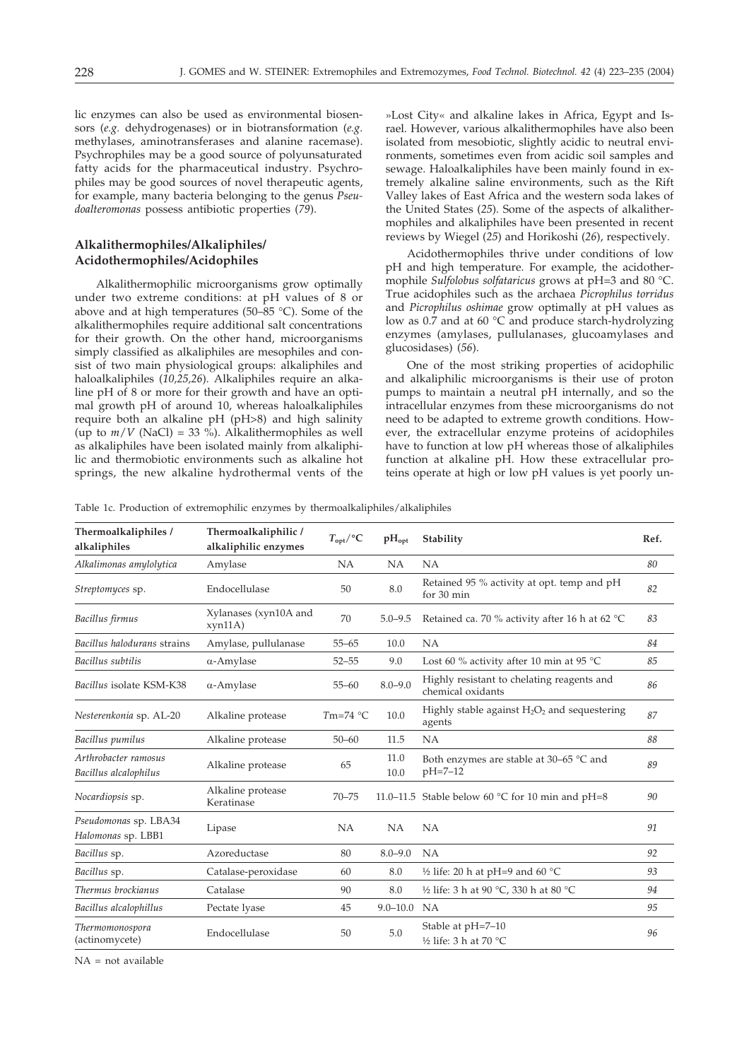lic enzymes can also be used as environmental biosensors (*e.g.* dehydrogenases) or in biotransformation (*e.g.* methylases, aminotransferases and alanine racemase). Psychrophiles may be a good source of polyunsaturated fatty acids for the pharmaceutical industry. Psychrophiles may be good sources of novel therapeutic agents, for example, many bacteria belonging to the genus *Pseudoalteromonas* possess antibiotic properties (*79*).

## Alkalithermophiles/Alkaliphiles/Acidothermophiles/Acidophiles

Alkalithermophilic microorganisms grow optimally under two extreme conditions: at pH values of 8 or above and at high temperatures (50–85 °C). Some of the alkalithermophiles require additional salt concentrations for their growth. On the other hand, microorganisms simply classified as alkaliphiles are mesophiles and consist of two main physiological groups: alkaliphiles and haloalkaliphiles (*10,25,26*). Alkaliphiles require an alkaline pH of 8 or more for their growth and have an optimal growth pH of around 10, whereas haloalkaliphiles require both an alkaline pH (pH>8) and high salinity (up to $m/V$ (NaCl) = 33 %). Alkalithermophiles as well as alkaliphiles have been isolated mainly from alkaliphilic and thermobiotic environments such as alkaline hot springs, the new alkaline hydrothermal vents of the »Lost City« and alkaline lakes in Africa, Egypt and Israel. However, various alkalithermophiles have also been isolated from mesobiotic, slightly acidic to neutral environments, sometimes even from acidic soil samples and sewage. Haloalkaliphiles have been mainly found in extremely alkaline saline environments, such as the Rift Valley lakes of East Africa and the western soda lakes of the United States (*25*). Some of the aspects of alkalithermophiles and alkaliphiles have been presented in recent reviews by Wiegel (*25*) and Horikoshi (*26*), respectively.

Acidothermophiles thrive under conditions of low pH and high temperature. For example, the acidothermophile *Sulfolobus solfataricus* grows at pH=3 and 80 °C. True acidophiles such as the archaea *Picrophilus torridus* and *Picrophilus oshimae* grow optimally at pH values as low as 0.7 and at 60 °C and produce starch-hydrolyzing enzymes (amylases, pullulanases, glucoamylases and glucosidases) (*56*).

One of the most striking properties of acidophilic and alkaliphilic microorganisms is their use of proton pumps to maintain a neutral pH internally, and so the intracellular enzymes from these microorganisms do not need to be adapted to extreme growth conditions. However, the extracellular enzyme proteins of acidophiles have to function at low pH whereas those of alkaliphiles function at alkaline pH. How these extracellular proteins operate at high or low pH values is yet poorly un-

Table 1c. Production of extremophilic enzymes by thermoalkaliphiles/alkaliphiles

| Thermoalkaliphiles / alkaliphiles | Thermoalkaliphilic / alkaliphilic enzymes | $T_{opt}$/°C | $pH_{opt}$ | Stability | Ref. |
|---|---|---|---|---|---|
| *Alkalimonas amylolytica* | Amylase | NA | NA | NA | *80* |
| *Streptomyces* sp. | Endocellulase | 50 | 8.0 | Retained 95 % activity at opt. temp and pH for 30 min | *82* |
| *Bacillus firmus* | Xylanases (xyn10A and xyn11A) | 70 | 5.0–9.5 | Retained ca. 70 % activity after 16 h at 62 °C | *83* |
| *Bacillus halodurans* strains | Amylase, pullulanase | 55–65 | 10.0 | NA | *84* |
| *Bacillus subtilis* | α-Amylase | 52–55 | 9.0 | Lost 60 % activity after 10 min at 95 °C | *85* |
| *Bacillus* isolate KSM-K38 | α-Amylase | 55–60 | 8.0–9.0 | Highly resistant to chelating reagents and chemical oxidants | *86* |
| *Nesterenkonia* sp. AL-20 | Alkaline protease | $T$m=74 °C | 10.0 | Highly stable against $H_2O_2$ and sequestering agents | *87* |
| *Bacillus pumilus* | Alkaline protease | 50–60 | 11.5 | NA | *88* |
| *Arthrobacter ramosus* / *Bacillus alcalophilus* | Alkaline protease | 65 | 11.0 / 10.0 | Both enzymes are stable at 30–65 °C and pH=7–12 | *89* |
| *Nocardiopsis* sp. | Alkaline protease Keratinase | 70–75 | 11.0–11.5 | Stable below 60 °C for 10 min and pH=8 | *90* |
| *Pseudomonas* sp. LBA34 / *Halomonas* sp. LBB1 | Lipase | NA | NA | NA | *91* |
| *Bacillus* sp. | Azoreductase | 80 | 8.0–9.0 | NA | *92* |
| *Bacillus* sp. | Catalase-peroxidase | 60 | 8.0 | ½ life: 20 h at pH=9 and 60 °C | *93* |
| *Thermus brockianus* | Catalase | 90 | 8.0 | ½ life: 3 h at 90 °C, 330 h at 80 °C | *94* |
| *Bacillus alcalophillus* | Pectate lyase | 45 | 9.0–10.0 | NA | *95* |
| *Thermomonospora* (actinomycete) | Endocellulase | 50 | 5.0 | Stable at pH=7–10 / ½ life: 3 h at 70 °C | *96* |

NA = not available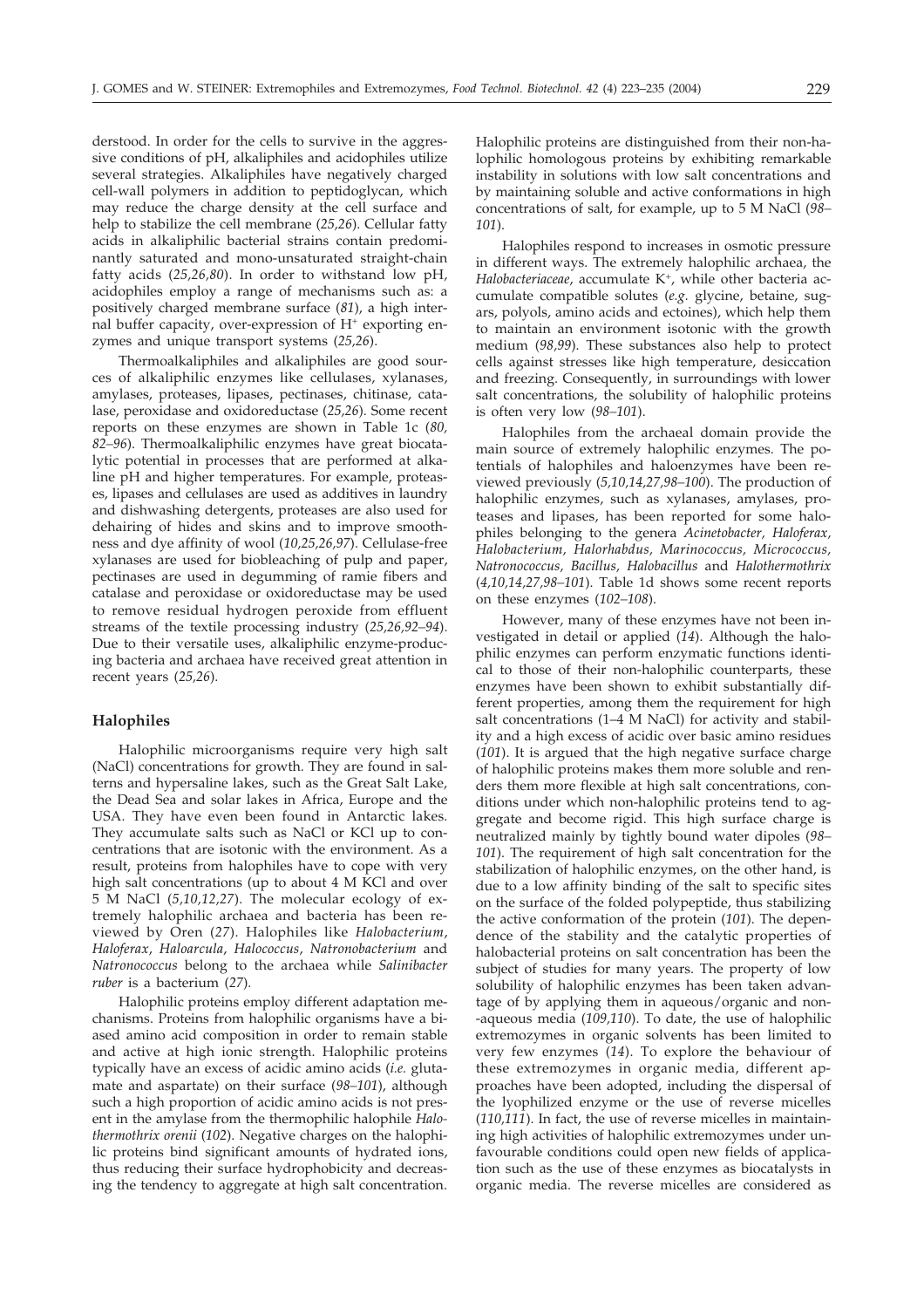derstood. In order for the cells to survive in the aggressive conditions of pH, alkaliphiles and acidophiles utilize several strategies. Alkaliphiles have negatively charged cell-wall polymers in addition to peptidoglycan, which may reduce the charge density at the cell surface and help to stabilize the cell membrane (*25,26*). Cellular fatty acids in alkaliphilic bacterial strains contain predominantly saturated and mono-unsaturated straight-chain fatty acids (*25,26,80*). In order to withstand low pH, acidophiles employ a range of mechanisms such as: a positively charged membrane surface (*81*), a high internal buffer capacity, over-expression of $H^+$ exporting enzymes and unique transport systems (*25,26*).

Thermoalkaliphiles and alkaliphiles are good sources of alkaliphilic enzymes like cellulases, xylanases, amylases, proteases, lipases, pectinases, chitinase, catalase, peroxidase and oxidoreductase (*25,26*). Some recent reports on these enzymes are shown in Table 1c (*80, 82–96*). Thermoalkaliphilic enzymes have great biocatalytic potential in processes that are performed at alkaline pH and higher temperatures. For example, proteases, lipases and cellulases are used as additives in laundry and dishwashing detergents, proteases are also used for dehairing of hides and skins and to improve smoothness and dye affinity of wool (*10,25,26,97*). Cellulase-free xylanases are used for biobleaching of pulp and paper, pectinases are used in degumming of ramie fibers and catalase and peroxidase or oxidoreductase may be used to remove residual hydrogen peroxide from effluent streams of the textile processing industry (*25,26,92–94*). Due to their versatile uses, alkaliphilic enzyme-producing bacteria and archaea have received great attention in recent years (*25,26*).

## Halophiles

Halophilic microorganisms require very high salt (NaCl) concentrations for growth. They are found in salterns and hypersaline lakes, such as the Great Salt Lake, the Dead Sea and solar lakes in Africa, Europe and the USA. They have even been found in Antarctic lakes. They accumulate salts such as NaCl or KCl up to concentrations that are isotonic with the environment. As a result, proteins from halophiles have to cope with very high salt concentrations (up to about 4 M KCl and over 5 M NaCl (*5,10,12,27*). The molecular ecology of extremely halophilic archaea and bacteria has been reviewed by Oren (*27*). Halophiles like *Halobacterium*, *Haloferax*, *Haloarcula*, *Halococcus*, *Natronobacterium* and *Natronococcus* belong to the archaea while *Salinibacter ruber* is a bacterium (*27*).

Halophilic proteins employ different adaptation mechanisms. Proteins from halophilic organisms have a biased amino acid composition in order to remain stable and active at high ionic strength. Halophilic proteins typically have an excess of acidic amino acids (*i.e.* glutamate and aspartate) on their surface (*98–101*), although such a high proportion of acidic amino acids is not present in the amylase from the thermophilic halophile *Halothermothrix orenii* (*102*). Negative charges on the halophilic proteins bind significant amounts of hydrated ions, thus reducing their surface hydrophobicity and decreasing the tendency to aggregate at high salt concentration.

Halophilic proteins are distinguished from their non-halophilic homologous proteins by exhibiting remarkable instability in solutions with low salt concentrations and by maintaining soluble and active conformations in high concentrations of salt, for example, up to 5 M NaCl (*98–101*).

Halophiles respond to increases in osmotic pressure in different ways. The extremely halophilic archaea, the *Halobacteriaceae*, accumulate $K^+$, while other bacteria accumulate compatible solutes (*e.g.* glycine, betaine, sugars, polyols, amino acids and ectoines), which help them to maintain an environment isotonic with the growth medium (*98,99*). These substances also help to protect cells against stresses like high temperature, desiccation and freezing. Consequently, in surroundings with lower salt concentrations, the solubility of halophilic proteins is often very low (*98–101*).

Halophiles from the archaeal domain provide the main source of extremely halophilic enzymes. The potentials of halophiles and haloenzymes have been reviewed previously (*5,10,14,27,98–100*). The production of halophilic enzymes, such as xylanases, amylases, proteases and lipases, has been reported for some halophiles belonging to the genera *Acinetobacter*, *Haloferax*, *Halobacterium*, *Halorhabdus*, *Marinococcus*, *Micrococcus*, *Natronococcus*, *Bacillus*, *Halobacillus* and *Halothermothrix* (*4,10,14,27,98–101*). Table 1d shows some recent reports on these enzymes (*102–108*).

However, many of these enzymes have not been investigated in detail or applied (*14*). Although the halophilic enzymes can perform enzymatic functions identical to those of their non-halophilic counterparts, these enzymes have been shown to exhibit substantially different properties, among them the requirement for high salt concentrations (1–4 M NaCl) for activity and stability and a high excess of acidic over basic amino residues (*101*). It is argued that the high negative surface charge of halophilic proteins makes them more soluble and renders them more flexible at high salt concentrations, conditions under which non-halophilic proteins tend to aggregate and become rigid. This high surface charge is neutralized mainly by tightly bound water dipoles (*98–101*). The requirement of high salt concentration for the stabilization of halophilic enzymes, on the other hand, is due to a low affinity binding of the salt to specific sites on the surface of the folded polypeptide, thus stabilizing the active conformation of the protein (*101*). The dependence of the stability and the catalytic properties of halobacterial proteins on salt concentration has been the subject of studies for many years. The property of low solubility of halophilic enzymes has been taken advantage of by applying them in aqueous/organic and non-aqueous media (*109,110*). To date, the use of halophilic extremozymes in organic solvents has been limited to very few enzymes (*14*). To explore the behaviour of these extremozymes in organic media, different approaches have been adopted, including the dispersal of the lyophilized enzyme or the use of reverse micelles (*110,111*). In fact, the use of reverse micelles in maintaining high activities of halophilic extremozymes under unfavourable conditions could open new fields of application such as the use of these enzymes as biocatalysts in organic media. The reverse micelles are considered as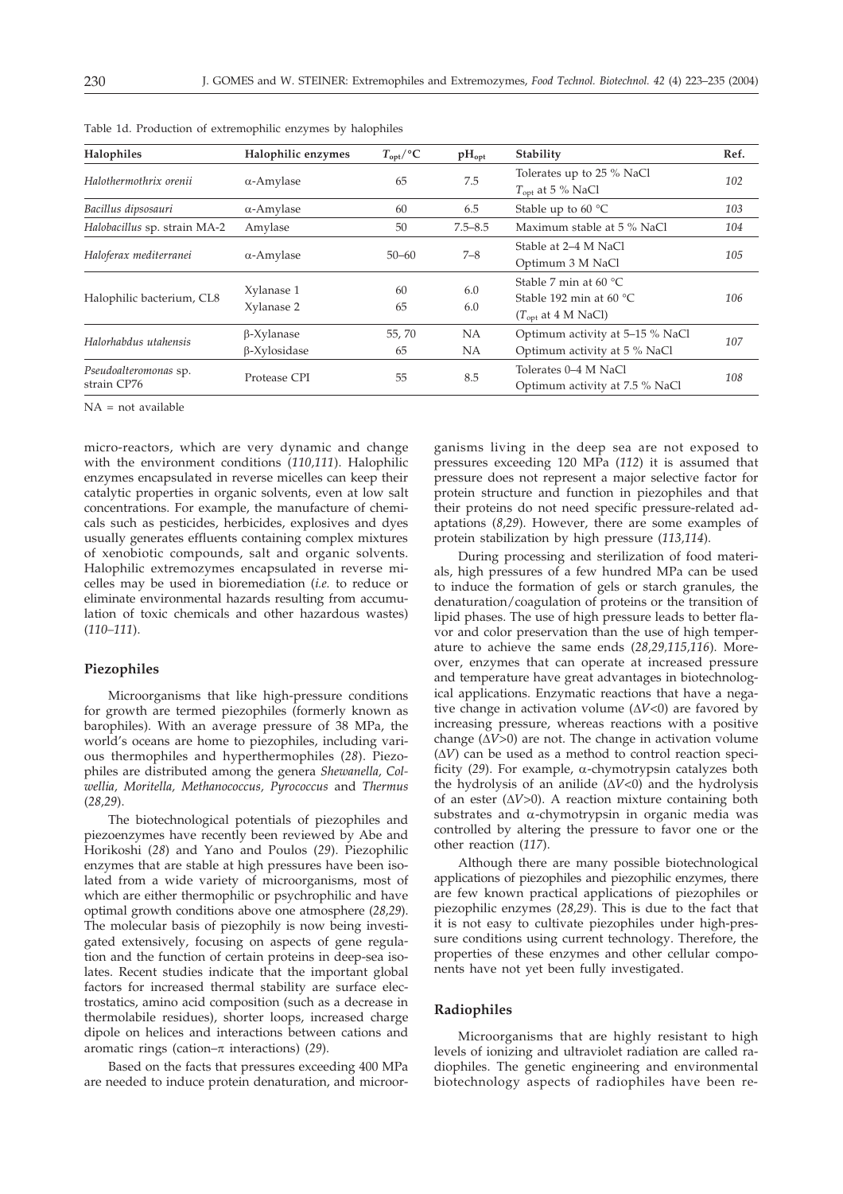Table 1d. Production of extremophilic enzymes by halophiles

| Halophiles | Halophilic enzymes | $T_{opt}$/°C | $pH_{opt}$ | Stability | Ref. |
|---|---|---|---|---|---|
| *Halothermothrix orenii* | α-Amylase | 65 | 7.5 | Tolerates up to 25 % NaCl<br>$T_{opt}$ at 5 % NaCl | *102* |
| *Bacillus dipsosauri* | α-Amylase | 60 | 6.5 | Stable up to 60 °C | *103* |
| *Halobacillus* sp. strain MA-2 | Amylase | 50 | 7.5–8.5 | Maximum stable at 5 % NaCl | *104* |
| *Haloferax mediterranei* | α-Amylase | 50–60 | 7–8 | Stable at 2–4 M NaCl<br>Optimum 3 M NaCl | *105* |
| Halophilic bacterium, CL8 | Xylanase 1<br>Xylanase 2 | 60<br>65 | 6.0<br>6.0 | Stable 7 min at 60 °C<br>Stable 192 min at 60 °C<br>($T_{opt}$ at 4 M NaCl) | *106* |
| *Halorhabdus utahensis* | β-Xylanase<br>β-Xylosidase | 55, 70<br>65 | NA<br>NA | Optimum activity at 5–15 % NaCl<br>Optimum activity at 5 % NaCl | *107* |
| *Pseudoalteromonas* sp. strain CP76 | Protease CPI | 55 | 8.5 | Tolerates 0–4 M NaCl<br>Optimum activity at 7.5 % NaCl | *108* |

NA = not available

micro-reactors, which are very dynamic and change with the environment conditions (*110,111*). Halophilic enzymes encapsulated in reverse micelles can keep their catalytic properties in organic solvents, even at low salt concentrations. For example, the manufacture of chemicals such as pesticides, herbicides, explosives and dyes usually generates effluents containing complex mixtures of xenobiotic compounds, salt and organic solvents. Halophilic extremozymes encapsulated in reverse micelles may be used in bioremediation (*i.e.* to reduce or eliminate environmental hazards resulting from accumulation of toxic chemicals and other hazardous wastes) (*110–111*).

### Piezophiles

Microorganisms that like high-pressure conditions for growth are termed piezophiles (formerly known as barophiles). With an average pressure of 38 MPa, the world's oceans are home to piezophiles, including various thermophiles and hyperthermophiles (*28*). Piezophiles are distributed among the genera *Shewanella, Colwellia, Moritella, Methanococcus, Pyrococcus* and *Thermus* (*28,29*).

The biotechnological potentials of piezophiles and piezoenzymes have recently been reviewed by Abe and Horikoshi (*28*) and Yano and Poulos (*29*). Piezophilic enzymes that are stable at high pressures have been isolated from a wide variety of microorganisms, most of which are either thermophilic or psychrophilic and have optimal growth conditions above one atmosphere (*28,29*). The molecular basis of piezophily is now being investigated extensively, focusing on aspects of gene regulation and the function of certain proteins in deep-sea isolates. Recent studies indicate that the important global factors for increased thermal stability are surface electrostatics, amino acid composition (such as a decrease in thermolabile residues), shorter loops, increased charge dipole on helices and interactions between cations and aromatic rings (cation–π interactions) (*29*).

Based on the facts that pressures exceeding 400 MPa are needed to induce protein denaturation, and microorganisms living in the deep sea are not exposed to pressures exceeding 120 MPa (*112*) it is assumed that pressure does not represent a major selective factor for protein structure and function in piezophiles and that their proteins do not need specific pressure-related adaptations (*8,29*). However, there are some examples of protein stabilization by high pressure (*113,114*).

During processing and sterilization of food materials, high pressures of a few hundred MPa can be used to induce the formation of gels or starch granules, the denaturation/coagulation of proteins or the transition of lipid phases. The use of high pressure leads to better flavor and color preservation than the use of high temperature to achieve the same ends (*28,29,115,116*). Moreover, enzymes that can operate at increased pressure and temperature have great advantages in biotechnological applications. Enzymatic reactions that have a negative change in activation volume ($\Delta V<0$) are favored by increasing pressure, whereas reactions with a positive change ($\Delta V>0$) are not. The change in activation volume ($\Delta V$) can be used as a method to control reaction specificity (*29*). For example, α-chymotrypsin catalyzes both the hydrolysis of an anilide ($\Delta V<0$) and the hydrolysis of an ester ($\Delta V>0$). A reaction mixture containing both substrates and α-chymotrypsin in organic media was controlled by altering the pressure to favor one or the other reaction (*117*).

Although there are many possible biotechnological applications of piezophiles and piezophilic enzymes, there are few known practical applications of piezophiles or piezophilic enzymes (*28,29*). This is due to the fact that it is not easy to cultivate piezophiles under high-pressure conditions using current technology. Therefore, the properties of these enzymes and other cellular components have not yet been fully investigated.

### Radiophiles

Microorganisms that are highly resistant to high levels of ionizing and ultraviolet radiation are called radiophiles. The genetic engineering and environmental biotechnology aspects of radiophiles have been re-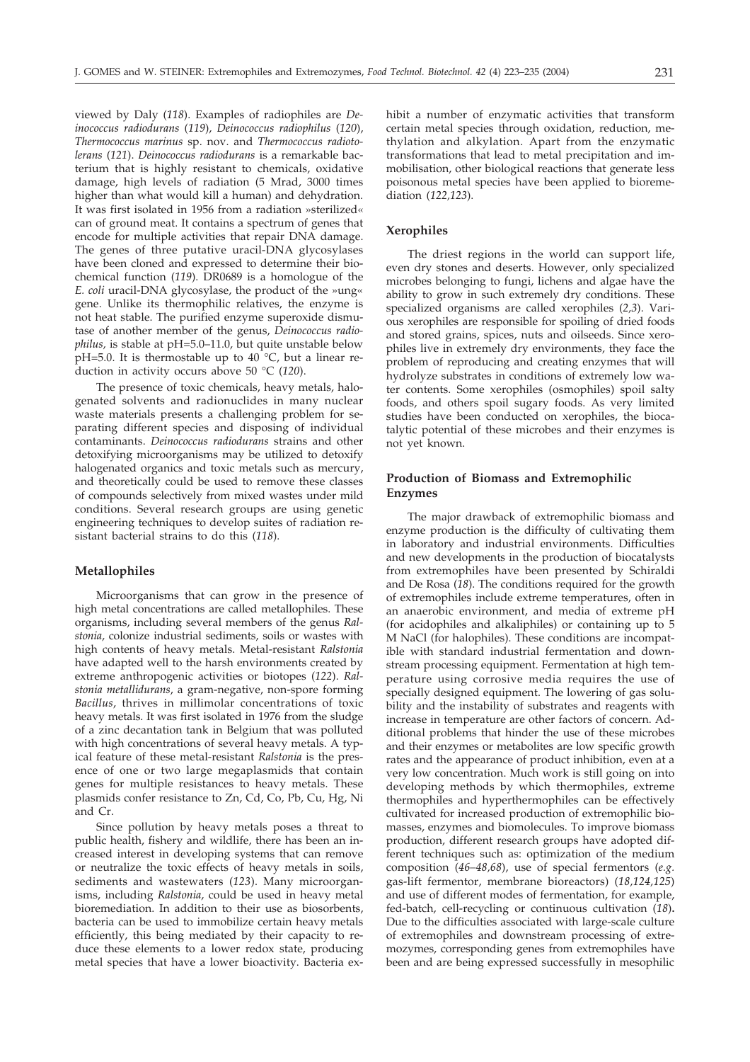viewed by Daly (*118*). Examples of radiophiles are *Deinococcus radiodurans* (*119*), *Deinococcus radiophilus* (*120*), *Thermococcus marinus* sp. nov. and *Thermococcus radiotolerans* (*121*). *Deinococcus radiodurans* is a remarkable bacterium that is highly resistant to chemicals, oxidative damage, high levels of radiation (5 Mrad, 3000 times higher than what would kill a human) and dehydration. It was first isolated in 1956 from a radiation »sterilized« can of ground meat. It contains a spectrum of genes that encode for multiple activities that repair DNA damage. The genes of three putative uracil-DNA glycosylases have been cloned and expressed to determine their biochemical function (*119*). DR0689 is a homologue of the *E. coli* uracil-DNA glycosylase, the product of the »ung« gene. Unlike its thermophilic relatives, the enzyme is not heat stable. The purified enzyme superoxide dismutase of another member of the genus, *Deinococcus radiophilus*, is stable at pH=5.0–11.0, but quite unstable below pH=5.0. It is thermostable up to 40 °C, but a linear reduction in activity occurs above 50 °C (*120*).

The presence of toxic chemicals, heavy metals, halogenated solvents and radionuclides in many nuclear waste materials presents a challenging problem for separating different species and disposing of individual contaminants. *Deinococcus radiodurans* strains and other detoxifying microorganisms may be utilized to detoxify halogenated organics and toxic metals such as mercury, and theoretically could be used to remove these classes of compounds selectively from mixed wastes under mild conditions. Several research groups are using genetic engineering techniques to develop suites of radiation resistant bacterial strains to do this (*118*).

### Metallophiles

Microorganisms that can grow in the presence of high metal concentrations are called metallophiles. These organisms, including several members of the genus *Ralstonia*, colonize industrial sediments, soils or wastes with high contents of heavy metals. Metal-resistant *Ralstonia* have adapted well to the harsh environments created by extreme anthropogenic activities or biotopes (*122*). *Ralstonia metallidurans*, a gram-negative, non-spore forming *Bacillus*, thrives in millimolar concentrations of toxic heavy metals. It was first isolated in 1976 from the sludge of a zinc decantation tank in Belgium that was polluted with high concentrations of several heavy metals. A typical feature of these metal-resistant *Ralstonia* is the presence of one or two large megaplasmids that contain genes for multiple resistances to heavy metals. These plasmids confer resistance to Zn, Cd, Co, Pb, Cu, Hg, Ni and Cr.

Since pollution by heavy metals poses a threat to public health, fishery and wildlife, there has been an increased interest in developing systems that can remove or neutralize the toxic effects of heavy metals in soils, sediments and wastewaters (*123*). Many microorganisms, including *Ralstonia*, could be used in heavy metal bioremediation. In addition to their use as biosorbents, bacteria can be used to immobilize certain heavy metals efficiently, this being mediated by their capacity to reduce these elements to a lower redox state, producing metal species that have a lower bioactivity. Bacteria exhibit a number of enzymatic activities that transform certain metal species through oxidation, reduction, methylation and alkylation. Apart from the enzymatic transformations that lead to metal precipitation and immobilisation, other biological reactions that generate less poisonous metal species have been applied to bioremediation (*122,123*).

### Xerophiles

The driest regions in the world can support life, even dry stones and deserts. However, only specialized microbes belonging to fungi, lichens and algae have the ability to grow in such extremely dry conditions. These specialized organisms are called xerophiles (*2,3*). Various xerophiles are responsible for spoiling of dried foods and stored grains, spices, nuts and oilseeds. Since xerophiles live in extremely dry environments, they face the problem of reproducing and creating enzymes that will hydrolyze substrates in conditions of extremely low water contents. Some xerophiles (osmophiles) spoil salty foods, and others spoil sugary foods. As very limited studies have been conducted on xerophiles, the biocatalytic potential of these microbes and their enzymes is not yet known.

## Production of Biomass and Extremophilic Enzymes

The major drawback of extremophilic biomass and enzyme production is the difficulty of cultivating them in laboratory and industrial environments. Difficulties and new developments in the production of biocatalysts from extremophiles have been presented by Schiraldi and De Rosa (*18*). The conditions required for the growth of extremophiles include extreme temperatures, often in an anaerobic environment, and media of extreme pH (for acidophiles and alkaliphiles) or containing up to 5 M NaCl (for halophiles). These conditions are incompatible with standard industrial fermentation and downstream processing equipment. Fermentation at high temperature using corrosive media requires the use of specially designed equipment. The lowering of gas solubility and the instability of substrates and reagents with increase in temperature are other factors of concern. Additional problems that hinder the use of these microbes and their enzymes or metabolites are low specific growth rates and the appearance of product inhibition, even at a very low concentration. Much work is still going on into developing methods by which thermophiles, extreme thermophiles and hyperthermophiles can be effectively cultivated for increased production of extremophilic biomasses, enzymes and biomolecules. To improve biomass production, different research groups have adopted different techniques such as: optimization of the medium composition (*46–48,68*), use of special fermentors (*e.g.* gas-lift fermentor, membrane bioreactors) (*18,124,125*) and use of different modes of fermentation, for example, fed-batch, cell-recycling or continuous cultivation (*18*). Due to the difficulties associated with large-scale culture of extremophiles and downstream processing of extremozymes, corresponding genes from extremophiles have been and are being expressed successfully in mesophilic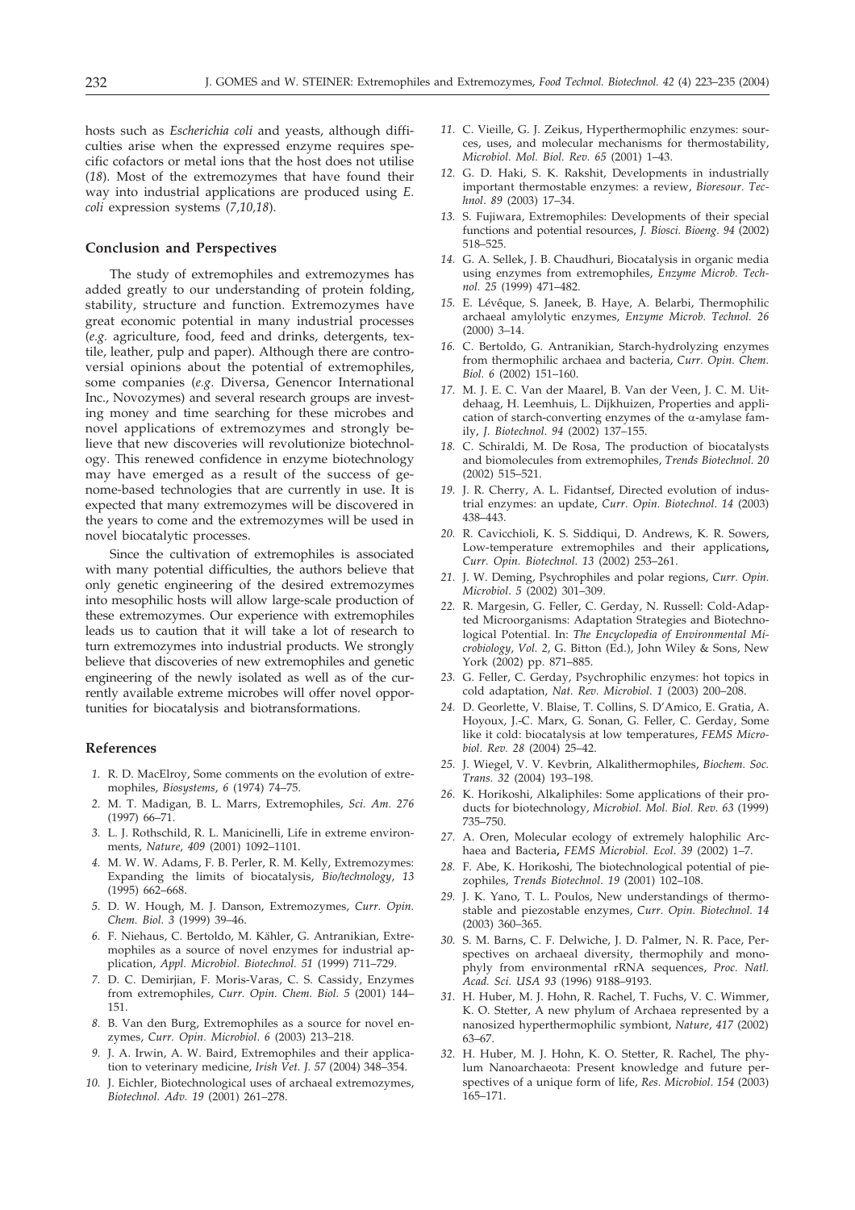hosts such as *Escherichia coli* and yeasts, although difficulties arise when the expressed enzyme requires specific cofactors or metal ions that the host does not utilise (*18*). Most of the extremozymes that have found their way into industrial applications are produced using *E. coli* expression systems (*7,10,18*).

## Conclusion and Perspectives

The study of extremophiles and extremozymes has added greatly to our understanding of protein folding, stability, structure and function. Extremozymes have great economic potential in many industrial processes (*e.g.* agriculture, food, feed and drinks, detergents, textile, leather, pulp and paper). Although there are controversial opinions about the potential of extremophiles, some companies (*e.g.* Diversa, Genencor International Inc., Novozymes) and several research groups are investing money and time searching for these microbes and novel applications of extremozymes and strongly believe that new discoveries will revolutionize biotechnology. This renewed confidence in enzyme biotechnology may have emerged as a result of the success of genome-based technologies that are currently in use. It is expected that many extremozymes will be discovered in the years to come and the extremozymes will be used in novel biocatalytic processes.

Since the cultivation of extremophiles is associated with many potential difficulties, the authors believe that only genetic engineering of the desired extremozymes into mesophilic hosts will allow large-scale production of these extremozymes. Our experience with extremophiles leads us to caution that it will take a lot of research to turn extremozymes into industrial products. We strongly believe that discoveries of new extremophiles and genetic engineering of the newly isolated as well as of the currently available extreme microbes will offer novel opportunities for biocatalysis and biotransformations.

## References

1. R. D. MacElroy, Some comments on the evolution of extremophiles, *Biosystems*, *6* (1974) 74–75.
2. M. T. Madigan, B. L. Marrs, Extremophiles, *Sci. Am. 276* (1997) 66–71.
3. L. J. Rothschild, R. L. Manicinelli, Life in extreme environments, *Nature*, *409* (2001) 1092–1101.
4. M. W. W. Adams, F. B. Perler, R. M. Kelly, Extremozymes: Expanding the limits of biocatalysis, *Bio/technology*, *13* (1995) 662–668.
5. D. W. Hough, M. J. Danson, Extremozymes, *Curr. Opin. Chem. Biol. 3* (1999) 39–46.
6. F. Niehaus, C. Bertoldo, M. Kähler, G. Antranikian, Extremophiles as a source of novel enzymes for industrial application, *Appl. Microbiol. Biotechnol. 51* (1999) 711–729.
7. D. C. Demirjian, F. Moris-Varas, C. S. Cassidy, Enzymes from extremophiles, *Curr. Opin. Chem. Biol. 5* (2001) 144–151.
8. B. Van den Burg, Extremophiles as a source for novel enzymes, *Curr. Opin. Microbiol*. *6* (2003) 213–218.
9. J. A. Irwin, A. W. Baird, Extremophiles and their application to veterinary medicine, *Irish Vet. J. 57* (2004) 348–354.
10. J. Eichler, Biotechnological uses of archaeal extremozymes, *Biotechnol. Adv. 19* (2001) 261–278.
11. C. Vieille, G. J. Zeikus, Hyperthermophilic enzymes: sources, uses, and molecular mechanisms for thermostability, *Microbiol. Mol. Biol. Rev. 65* (2001) 1–43.
12. G. D. Haki, S. K. Rakshit, Developments in industrially important thermostable enzymes: a review, *Bioresour. Technol*. *89* (2003) 17–34.
13. S. Fujiwara, Extremophiles: Developments of their special functions and potential resources, *J. Biosci. Bioeng*. *94* (2002) 518–525.
14. G. A. Sellek, J. B. Chaudhuri, Biocatalysis in organic media using enzymes from extremophiles, *Enzyme Microb. Technol. 25* (1999) 471–482.
15. E. Lévêque, S. Janeek, B. Haye, A. Belarbi, Thermophilic archaeal amylolytic enzymes, *Enzyme Microb. Technol. 26* (2000) 3–14.
16. C. Bertoldo, G. Antranikian, Starch-hydrolyzing enzymes from thermophilic archaea and bacteria, *Curr. Opin. Chem. Biol. 6* (2002) 151–160.
17. M. J. E. C. Van der Maarel, B. Van der Veen, J. C. M. Uitdehaag, H. Leemhuis, L. Dijkhuizen, Properties and application of starch-converting enzymes of the α-amylase family, *J. Biotechnol. 94* (2002) 137–155.
18. C. Schiraldi, M. De Rosa, The production of biocatalysts and biomolecules from extremophiles, *Trends Biotechnol. 20* (2002) 515–521.
19. J. R. Cherry, A. L. Fidantsef, Directed evolution of industrial enzymes: an update, *Curr. Opin. Biotechnol. 14* (2003) 438–443.
20. R. Cavicchioli, K. S. Siddiqui, D. Andrews, K. R. Sowers, Low-temperature extremophiles and their applications**,** *Curr. Opin. Biotechnol. 13* (2002) 253–261.
21. J. W. Deming, Psychrophiles and polar regions, *Curr. Opin. Microbiol*. *5* (2002) 301–309.
22. R. Margesin, G. Feller, C. Gerday, N. Russell: Cold-Adapted Microorganisms: Adaptation Strategies and Biotechnological Potential. In: *The Encyclopedia of Environmental Microbiology*, *Vol. 2*, G. Bitton (Ed.), John Wiley & Sons, New York (2002) pp. 871–885.
23. G. Feller, C. Gerday, Psychrophilic enzymes: hot topics in cold adaptation, *Nat. Rev. Microbiol*. *1* (2003) 200–208.
24. D. Georlette, V. Blaise, T. Collins, S. D'Amico, E. Gratia, A. Hoyoux, J.-C. Marx, G. Sonan, G. Feller, C. Gerday, Some like it cold: biocatalysis at low temperatures, *FEMS Microbiol. Rev. 28* (2004) 25–42.
25. J. Wiegel, V. V. Kevbrin, Alkalithermophiles, *Biochem. Soc. Trans. 32* (2004) 193–198.
26. K. Horikoshi, Alkaliphiles: Some applications of their products for biotechnology, *Microbiol. Mol. Biol. Rev. 63* (1999) 735–750.
27. A. Oren, Molecular ecology of extremely halophilic Archaea and Bacteria**,** *FEMS Microbiol. Ecol. 39* (2002) 1–7.
28. F. Abe, K. Horikoshi, The biotechnological potential of piezophiles, *Trends Biotechnol*. *19* (2001) 102–108.
29. J. K. Yano, T. L. Poulos, New understandings of thermostable and piezostable enzymes, *Curr. Opin. Biotechnol. 14* (2003) 360–365.
30. S. M. Barns, C. F. Delwiche, J. D. Palmer, N. R. Pace, Perspectives on archaeal diversity, thermophily and monophyly from environmental rRNA sequences, *Proc. Natl. Acad. Sci. USA 93* (1996) 9188–9193.
31. H. Huber, M. J. Hohn, R. Rachel, T. Fuchs, V. C. Wimmer, K. O. Stetter, A new phylum of Archaea represented by a nanosized hyperthermophilic symbiont, *Nature*, *417* (2002) 63–67.
32. H. Huber, M. J. Hohn, K. O. Stetter, R. Rachel, The phylum Nanoarchaeota: Present knowledge and future perspectives of a unique form of life, *Res. Microbiol*. *154* (2003) 165–171.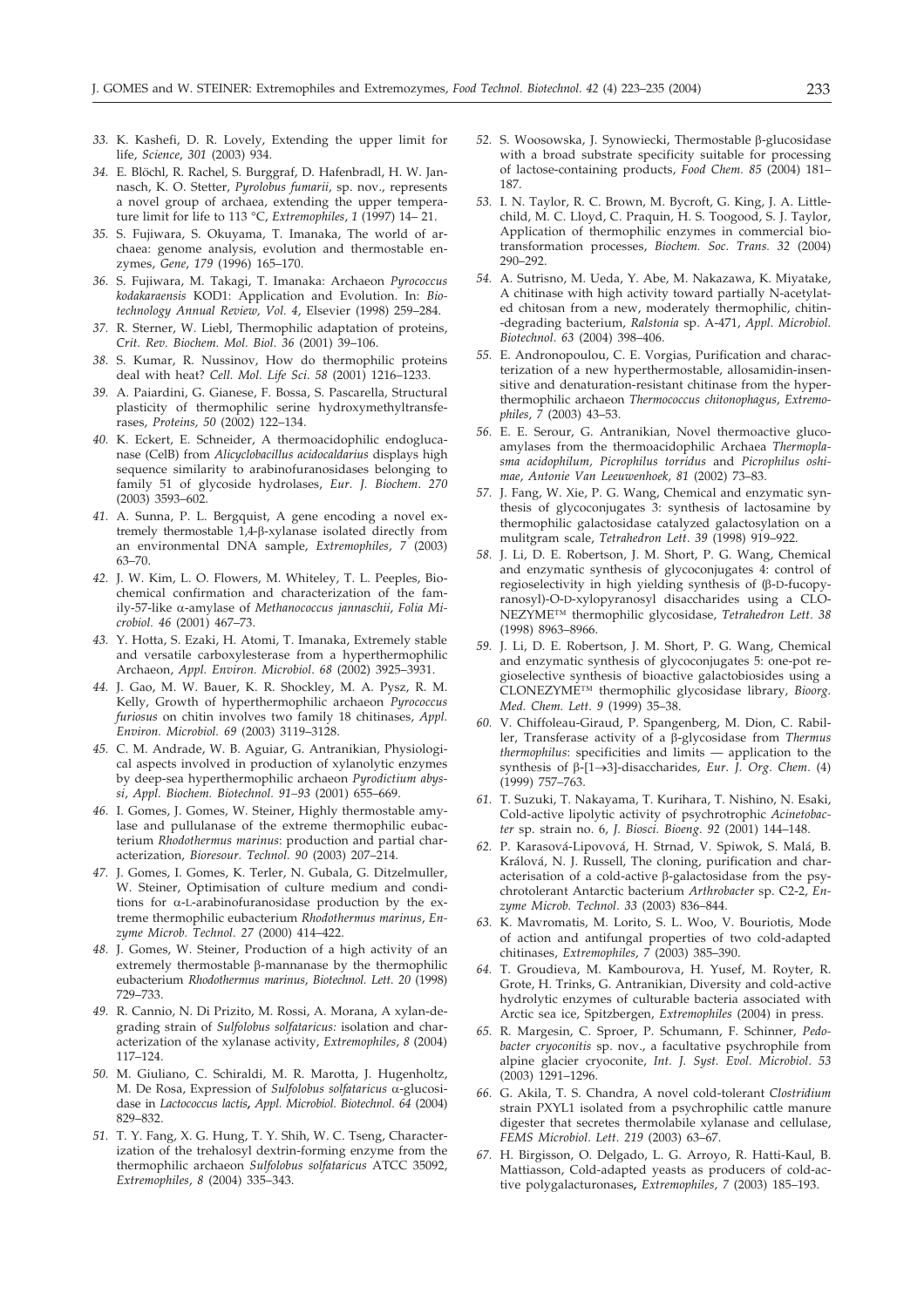33. K. Kashefi, D. R. Lovely, Extending the upper limit for life, *Science, 301* (2003) 934.

34. E. Blöchl, R. Rachel, S. Burggraf, D. Hafenbradl, H. W. Jannasch, K. O. Stetter, *Pyrolobus fumarii*, sp. nov., represents a novel group of archaea, extending the upper temperature limit for life to 113 °C, *Extremophiles, 1* (1997) 14– 21.

35. S. Fujiwara, S. Okuyama, T. Imanaka, The world of archaea: genome analysis, evolution and thermostable enzymes, *Gene, 179* (1996) 165–170.

36. S. Fujiwara, M. Takagi, T. Imanaka: Archaeon *Pyrococcus kodakaraensis* KOD1: Application and Evolution. In: *Biotechnology Annual Review, Vol. 4*, Elsevier (1998) 259–284.

37. R. Sterner, W. Liebl, Thermophilic adaptation of proteins, *Crit. Rev. Biochem. Mol. Biol. 36* (2001) 39–106.

38. S. Kumar, R. Nussinov, How do thermophilic proteins deal with heat? *Cell. Mol. Life Sci. 58* (2001) 1216–1233.

39. A. Paiardini, G. Gianese, F. Bossa, S. Pascarella, Structural plasticity of thermophilic serine hydroxymethyltransferases, *Proteins, 50* (2002) 122–134.

40. K. Eckert, E. Schneider, A thermoacidophilic endoglucanase (CelB) from *Alicyclobacillus acidocaldarius* displays high sequence similarity to arabinofuranosidases belonging to family 51 of glycoside hydrolases, *Eur. J. Biochem. 270* (2003) 3593–602.

41. A. Sunna, P. L. Bergquist, A gene encoding a novel extremely thermostable 1,4-β-xylanase isolated directly from an environmental DNA sample, *Extremophiles, 7* (2003) 63–70.

42. J. W. Kim, L. O. Flowers, M. Whiteley, T. L. Peeples, Biochemical confirmation and characterization of the family-57-like α-amylase of *Methanococcus jannaschii*, *Folia Microbiol. 46* (2001) 467–73.

43. Y. Hotta, S. Ezaki, H. Atomi, T. Imanaka, Extremely stable and versatile carboxylesterase from a hyperthermophilic Archaeon, *Appl. Environ. Microbiol. 68* (2002) 3925–3931.

44. J. Gao, M. W. Bauer, K. R. Shockley, M. A. Pysz, R. M. Kelly, Growth of hyperthermophilic archaeon *Pyrococcus furiosus* on chitin involves two family 18 chitinases, *Appl. Environ. Microbiol. 69* (2003) 3119–3128.

45. C. M. Andrade, W. B. Aguiar, G. Antranikian, Physiological aspects involved in production of xylanolytic enzymes by deep-sea hyperthermophilic archaeon *Pyrodictium abyssi*, *Appl. Biochem. Biotechnol. 91–93* (2001) 655–669.

46. I. Gomes, J. Gomes, W. Steiner, Highly thermostable amylase and pullulanase of the extreme thermophilic eubacterium *Rhodothermus marinus*: production and partial characterization, *Bioresour. Technol. 90* (2003) 207–214.

47. J. Gomes, I. Gomes, K. Terler, N. Gubala, G. Ditzelmuller, W. Steiner, Optimisation of culture medium and conditions for α-L-arabinofuranosidase production by the extreme thermophilic eubacterium *Rhodothermus marinus*, *Enzyme Microb. Technol. 27* (2000) 414–422.

48. J. Gomes, W. Steiner, Production of a high activity of an extremely thermostable β-mannanase by the thermophilic eubacterium *Rhodothermus marinus*, *Biotechnol. Lett. 20* (1998) 729–733.

49. R. Cannio, N. Di Prizito, M. Rossi, A. Morana, A xylan-degrading strain of *Sulfolobus solfataricus:* isolation and characterization of the xylanase activity, *Extremophiles, 8* (2004) 117–124.

50. M. Giuliano, C. Schiraldi, M. R. Marotta, J. Hugenholtz, M. De Rosa, Expression of *Sulfolobus solfataricus* α-glucosidase in *Lactococcus lactis*, *Appl. Microbiol. Biotechnol. 64* (2004) 829–832.

51. T. Y. Fang, X. G. Hung, T. Y. Shih, W. C. Tseng, Characterization of the trehalosyl dextrin-forming enzyme from the thermophilic archaeon *Sulfolobus solfataricus* ATCC 35092, *Extremophiles, 8* (2004) 335–343.

52. S. Woosowska, J. Synowiecki, Thermostable β-glucosidase with a broad substrate specificity suitable for processing of lactose-containing products, *Food Chem. 85* (2004) 181–187.

53. I. N. Taylor, R. C. Brown, M. Bycroft, G. King, J. A. Littlechild, M. C. Lloyd, C. Praquin, H. S. Toogood, S. J. Taylor, Application of thermophilic enzymes in commercial biotransformation processes, *Biochem. Soc. Trans. 32* (2004) 290–292.

54. A. Sutrisno, M. Ueda, Y. Abe, M. Nakazawa, K. Miyatake, A chitinase with high activity toward partially N-acetylated chitosan from a new, moderately thermophilic, chitin-degrading bacterium, *Ralstonia* sp. A-471, *Appl. Microbiol. Biotechnol. 63* (2004) 398–406.

55. E. Andronopoulou, C. E. Vorgias, Purification and characterization of a new hyperthermostable, allosamidin-insensitive and denaturation-resistant chitinase from the hyperthermophilic archaeon *Thermococcus chitonophagus*, *Extremophiles, 7* (2003) 43–53.

56. E. E. Serour, G. Antranikian, Novel thermoactive glucoamylases from the thermoacidophilic Archaea *Thermoplasma acidophilum, Picrophilus torridus* and *Picrophilus oshimae*, *Antonie Van Leeuwenhoek, 81* (2002) 73–83.

57. J. Fang, W. Xie, P. G. Wang, Chemical and enzymatic synthesis of glycoconjugates 3: synthesis of lactosamine by thermophilic galactosidase catalyzed galactosylation on a mulitgram scale, *Tetrahedron Lett. 39* (1998) 919–922.

58. J. Li, D. E. Robertson, J. M. Short, P. G. Wang, Chemical and enzymatic synthesis of glycoconjugates 4: control of regioselectivity in high yielding synthesis of (β-D-fucopyranosyl)-O-D-xylopyranosyl disaccharides using a CLONEZYME™ thermophilic glycosidase, *Tetrahedron Lett. 38* (1998) 8963–8966.

59. J. Li, D. E. Robertson, J. M. Short, P. G. Wang, Chemical and enzymatic synthesis of glycoconjugates 5: one-pot regioselective synthesis of bioactive galactobiosides using a CLONEZYME™ thermophilic glycosidase library, *Bioorg. Med. Chem. Lett. 9* (1999) 35–38.

60. V. Chiffoleau-Giraud, P. Spangenberg, M. Dion, C. Rabiller, Transferase activity of a β-glycosidase from *Thermus thermophilus*: specificities and limits — application to the synthesis of β-[1→3]-disaccharides, *Eur. J. Org. Chem.* (4) (1999) 757–763.

61. T. Suzuki, T. Nakayama, T. Kurihara, T. Nishino, N. Esaki, Cold-active lipolytic activity of psychrotrophic *Acinetobacter* sp. strain no. 6, *J. Biosci. Bioeng. 92* (2001) 144–148.

62. P. Karasová-Lipovová, H. Strnad, V. Spiwok, S. Malá, B. Králová, N. J. Russell, The cloning, purification and characterisation of a cold-active β-galactosidase from the psychrotolerant Antarctic bacterium *Arthrobacter* sp. C2-2, *Enzyme Microb. Technol. 33* (2003) 836–844.

63. K. Mavromatis, M. Lorito, S. L. Woo, V. Bouriotis, Mode of action and antifungal properties of two cold-adapted chitinases, *Extremophiles, 7* (2003) 385–390.

64. T. Groudieva, M. Kambourova, H. Yusef, M. Royter, R. Grote, H. Trinks, G. Antranikian, Diversity and cold-active hydrolytic enzymes of culturable bacteria associated with Arctic sea ice, Spitzbergen, *Extremophiles* (2004) in press.

65. R. Margesin, C. Sproer, P. Schumann, F. Schinner, *Pedobacter cryoconitis* sp. nov., a facultative psychrophile from alpine glacier cryoconite, *Int. J. Syst. Evol. Microbiol. 53* (2003) 1291–1296.

66. G. Akila, T. S. Chandra, A novel cold-tolerant *Clostridium* strain PXYL1 isolated from a psychrophilic cattle manure digester that secretes thermolabile xylanase and cellulase, *FEMS Microbiol. Lett. 219* (2003) 63–67.

67. H. Birgisson, O. Delgado, L. G. Arroyo, R. Hatti-Kaul, B. Mattiasson, Cold-adapted yeasts as producers of cold-active polygalacturonases, *Extremophiles, 7* (2003) 185–193.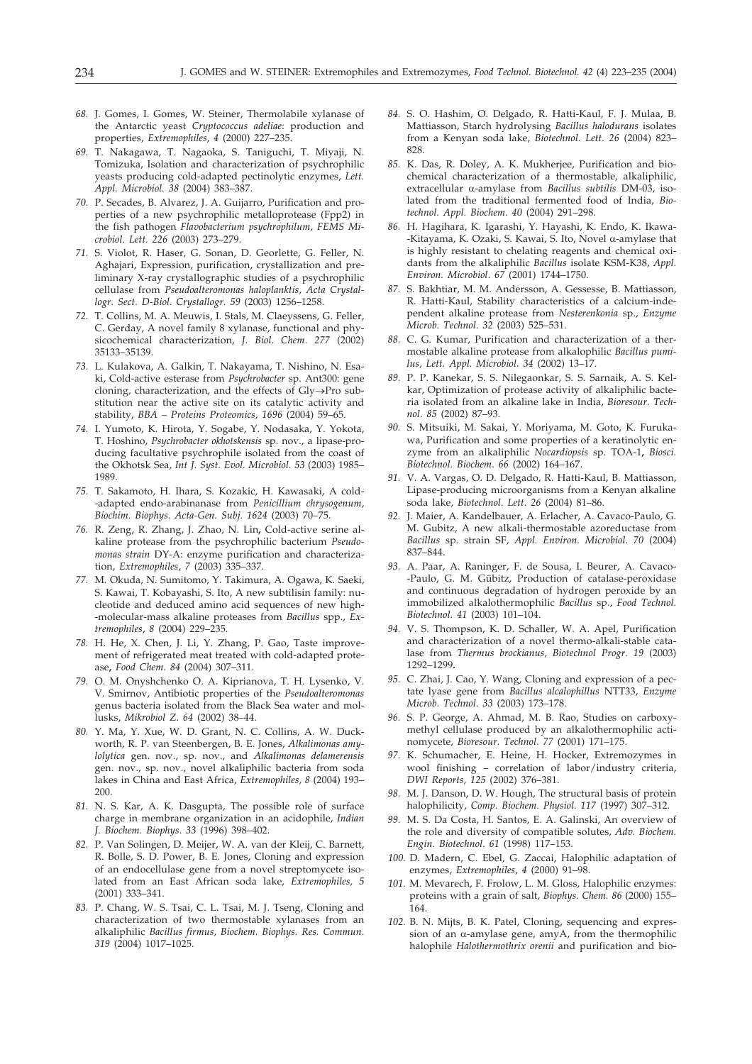68. J. Gomes, I. Gomes, W. Steiner, Thermolabile xylanase of the Antarctic yeast *Cryptococcus adeliae*: production and properties, *Extremophiles, 4* (2000) 227–235.

69. T. Nakagawa, T. Nagaoka, S. Taniguchi, T. Miyaji, N. Tomizuka, Isolation and characterization of psychrophilic yeasts producing cold-adapted pectinolytic enzymes, *Lett. Appl. Microbiol. 38* (2004) 383–387.

70. P. Secades, B. Alvarez, J. A. Guijarro, Purification and properties of a new psychrophilic metalloprotease (Fpp2) in the fish pathogen *Flavobacterium psychrophilum*, *FEMS Microbiol. Lett. 226* (2003) 273–279.

71. S. Violot, R. Haser, G. Sonan, D. Georlette, G. Feller, N. Aghajari, Expression, purification, crystallization and preliminary X-ray crystallographic studies of a psychrophilic cellulase from *Pseudoalteromonas haloplanktis*, *Acta Crystallogr. Sect. D-Biol. Crystallogr. 59* (2003) 1256–1258.

72. T. Collins, M. A. Meuwis, I. Stals, M. Claeyssens, G. Feller, C. Gerday, A novel family 8 xylanase, functional and physicochemical characterization, *J. Biol. Chem. 277* (2002) 35133–35139.

73. L. Kulakova, A. Galkin, T. Nakayama, T. Nishino, N. Esaki, Cold-active esterase from *Psychrobacter* sp. Ant300: gene cloning, characterization, and the effects of Gly→Pro substitution near the active site on its catalytic activity and stability, *BBA – Proteins Proteomics, 1696* (2004) 59–65.

74. I. Yumoto, K. Hirota, Y. Sogabe, Y. Nodasaka, Y. Yokota, T. Hoshino, *Psychrobacter okhotskensis* sp. nov., a lipase-producing facultative psychrophile isolated from the coast of the Okhotsk Sea, *Int J. Syst. Evol. Microbiol. 53* (2003) 1985–1989.

75. T. Sakamoto, H. Ihara, S. Kozakic, H. Kawasaki, A cold-adapted endo-arabinanase from *Penicillium chrysogenum*, *Biochim. Biophys. Acta-Gen. Subj. 1624* (2003) 70–75.

76. R. Zeng, R. Zhang, J. Zhao, N. Lin**,** Cold-active serine alkaline protease from the psychrophilic bacterium *Pseudomonas strain* DY-A: enzyme purification and characterization, *Extremophiles, 7* (2003) 335–337.

77. M. Okuda, N. Sumitomo, Y. Takimura, A. Ogawa, K. Saeki, S. Kawai, T. Kobayashi, S. Ito, A new subtilisin family: nucleotide and deduced amino acid sequences of new high-molecular-mass alkaline proteases from *Bacillus* spp., *Extremophiles, 8* (2004) 229–235.

78. H. He, X. Chen, J. Li, Y. Zhang, P. Gao, Taste improvement of refrigerated meat treated with cold-adapted protease**,** *Food Chem. 84* (2004) 307–311.

79. O. M. Onyshchenko O. A. Kiprianova, T. H. Lysenko, V. V. Smirnov, Antibiotic properties of the *Pseudoalteromonas* genus bacteria isolated from the Black Sea water and mollusks, *Mikrobiol Z. 64* (2002) 38–44.

80. Y. Ma, Y. Xue, W. D. Grant, N. C. Collins, A. W. Duckworth, R. P. van Steenbergen, B. E. Jones, *Alkalimonas amylolytica* gen. nov., sp. nov., and *Alkalimonas delamerensis* gen. nov., sp. nov., novel alkaliphilic bacteria from soda lakes in China and East Africa, *Extremophiles, 8* (2004) 193–200.

81. N. S. Kar, A. K. Dasgupta, The possible role of surface charge in membrane organization in an acidophile, *Indian J. Biochem. Biophys. 33* (1996) 398–402.

82. P. Van Solingen, D. Meijer, W. A. van der Kleij, C. Barnett, R. Bolle, S. D. Power, B. E. Jones, Cloning and expression of an endocellulase gene from a novel streptomycete isolated from an East African soda lake, *Extremophiles, 5* (2001) 333–341.

83. P. Chang, W. S. Tsai, C. L. Tsai, M. J. Tseng, Cloning and characterization of two thermostable xylanases from an alkaliphilic *Bacillus firmus*, *Biochem. Biophys. Res. Commun. 319* (2004) 1017–1025.

84. S. O. Hashim, O. Delgado, R. Hatti-Kaul, F. J. Mulaa, B. Mattiasson, Starch hydrolysing *Bacillus halodurans* isolates from a Kenyan soda lake, *Biotechnol. Lett. 26* (2004) 823–828.

85. K. Das, R. Doley, A. K. Mukherjee, Purification and biochemical characterization of a thermostable, alkaliphilic, extracellular α-amylase from *Bacillus subtilis* DM-03, isolated from the traditional fermented food of India, *Biotechnol. Appl. Biochem. 40* (2004) 291–298.

86. H. Hagihara, K. Igarashi, Y. Hayashi, K. Endo, K. Ikawa-Kitayama, K. Ozaki, S. Kawai, S. Ito, Novel α-amylase that is highly resistant to chelating reagents and chemical oxidants from the alkaliphilic *Bacillus* isolate KSM-K38, *Appl. Environ. Microbiol. 67* (2001) 1744–1750.

87. S. Bakhtiar, M. M. Andersson, A. Gessesse, B. Mattiasson, R. Hatti-Kaul, Stability characteristics of a calcium-independent alkaline protease from *Nesterenkonia* sp., *Enzyme Microb. Technol. 32* (2003) 525–531.

88. C. G. Kumar, Purification and characterization of a thermostable alkaline protease from alkalophilic *Bacillus pumilus*, *Lett. Appl. Microbiol. 34* (2002) 13–17.

89. P. P. Kanekar, S. S. Nilegaonkar, S. S. Sarnaik, A. S. Kelkar, Optimization of protease activity of alkaliphilic bacteria isolated from an alkaline lake in India, *Bioresour. Technol. 85* (2002) 87–93.

90. S. Mitsuiki, M. Sakai, Y. Moriyama, M. Goto, K. Furukawa, Purification and some properties of a keratinolytic enzyme from an alkaliphilic *Nocardiopsis* sp. TOA-1**,** *Biosci. Biotechnol. Biochem. 66* (2002) 164–167.

91. V. A. Vargas, O. D. Delgado, R. Hatti-Kaul, B. Mattiasson, Lipase-producing microorganisms from a Kenyan alkaline soda lake, *Biotechnol. Lett. 26* (2004) 81–86.

92. J. Maier, A. Kandelbauer, A. Erlacher, A. Cavaco-Paulo, G. M. Gubitz, A new alkali-thermostable azoreductase from *Bacillus* sp. strain SF, *Appl. Environ. Microbiol. 70* (2004) 837–844.

93. A. Paar, A. Raninger, F. de Sousa, I. Beurer, A. Cavaco-Paulo, G. M. Gübitz, Production of catalase-peroxidase and continuous degradation of hydrogen peroxide by an immobilized alkalothermophilic *Bacillus* sp., *Food Technol. Biotechnol. 41* (2003) 101–104.

94. V. S. Thompson, K. D. Schaller, W. A. Apel, Purification and characterization of a novel thermo-alkali-stable catalase from *Thermus brockianus*, *Biotechnol Progr. 19* (2003) 1292–1299**.**

95. C. Zhai, J. Cao, Y. Wang, Cloning and expression of a pectate lyase gene from *Bacillus alcalophillus* NTT33, *Enzyme Microb. Technol. 33* (2003) 173–178.

96. S. P. George, A. Ahmad, M. B. Rao, Studies on carboxymethyl cellulase produced by an alkalothermophilic actinomycete, *Bioresour. Technol. 77* (2001) 171–175.

97. K. Schumacher, E. Heine, H. Hocker, Extremozymes in wool finishing – correlation of labor/industry criteria, *DWI Reports, 125* (2002) 376–381.

98. M. J. Danson, D. W. Hough, The structural basis of protein halophilicity, *Comp. Biochem. Physiol. 117* (1997) 307–312.

99. M. S. Da Costa, H. Santos, E. A. Galinski, An overview of the role and diversity of compatible solutes, *Adv. Biochem. Engin. Biotechnol. 61* (1998) 117–153.

100. D. Madern, C. Ebel, G. Zaccai, Halophilic adaptation of enzymes, *Extremophiles, 4* (2000) 91–98.

101. M. Mevarech, F. Frolow, L. M. Gloss, Halophilic enzymes: proteins with a grain of salt, *Biophys. Chem. 86* (2000) 155–164.

102. B. N. Mijts, B. K. Patel, Cloning, sequencing and expression of an α-amylase gene, amyA, from the thermophilic halophile *Halothermothrix orenii* and purification and bio-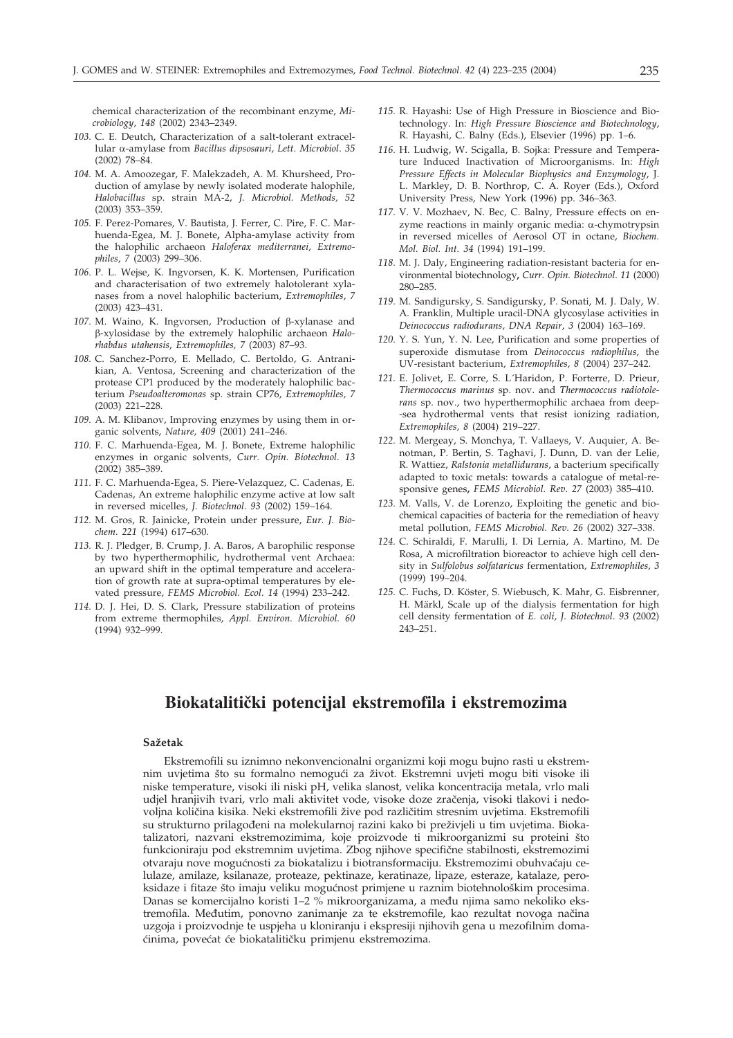chemical characterization of the recombinant enzyme, *Microbiology, 148* (2002) 2343–2349.

*103.* C. E. Deutch, Characterization of a salt-tolerant extracellular α-amylase from *Bacillus dipsosauri*, *Lett. Microbiol. 35* (2002) 78–84.

*104.* M. A. Amoozegar, F. Malekzadeh, A. M. Khursheed, Production of amylase by newly isolated moderate halophile, *Halobacillus* sp. strain MA-2, *J. Microbiol. Methods, 52* (2003) 353–359.

*105.* F. Perez-Pomares, V. Bautista, J. Ferrer, C. Pire, F. C. Marhuenda-Egea, M. J. Bonete, Alpha-amylase activity from the halophilic archaeon *Haloferax mediterranei*, *Extremophiles, 7* (2003) 299–306.

*106.* P. L. Wejse, K. Ingvorsen, K. K. Mortensen, Purification and characterisation of two extremely halotolerant xylanases from a novel halophilic bacterium, *Extremophiles, 7* (2003) 423–431.

*107.* M. Waino, K. Ingvorsen, Production of β-xylanase and β-xylosidase by the extremely halophilic archaeon *Halorhabdus utahensis*, *Extremophiles, 7* (2003) 87–93.

*108.* C. Sanchez-Porro, E. Mellado, C. Bertoldo, G. Antranikian, A. Ventosa, Screening and characterization of the protease CP1 produced by the moderately halophilic bacterium *Pseudoalteromonas* sp. strain CP76, *Extremophiles, 7* (2003) 221–228.

*109.* A. M. Klibanov, Improving enzymes by using them in organic solvents, *Nature, 409* (2001) 241–246.

*110.* F. C. Marhuenda-Egea, M. J. Bonete, Extreme halophilic enzymes in organic solvents, *Curr. Opin. Biotechnol. 13* (2002) 385–389.

*111.* F. C. Marhuenda-Egea, S. Piere-Velazquez, C. Cadenas, E. Cadenas, An extreme halophilic enzyme active at low salt in reversed micelles, *J. Biotechnol. 93* (2002) 159–164.

*112.* M. Gros, R. Jainicke, Protein under pressure, *Eur. J. Biochem. 221* (1994) 617–630.

*113.* R. J. Pledger, B. Crump, J. A. Baros, A barophilic response by two hyperthermophilic, hydrothermal vent Archaea: an upward shift in the optimal temperature and acceleration of growth rate at supra-optimal temperatures by elevated pressure, *FEMS Microbiol. Ecol. 14* (1994) 233–242.

*114.* D. J. Hei, D. S. Clark, Pressure stabilization of proteins from extreme thermophiles, *Appl. Environ. Microbiol. 60* (1994) 932–999.

*115.* R. Hayashi: Use of High Pressure in Bioscience and Biotechnology. In: *High Pressure Bioscience and Biotechnology*, R. Hayashi, C. Balny (Eds.), Elsevier (1996) pp. 1–6.

*116.* H. Ludwig, W. Scigalla, B. Sojka: Pressure and Temperature Induced Inactivation of Microorganisms. In: *High Pressure Effects in Molecular Biophysics and Enzymology*, J. L. Markley, D. B. Northrop, C. A. Royer (Eds.), Oxford University Press, New York (1996) pp. 346–363.

*117.* V. V. Mozhaev, N. Bec, C. Balny, Pressure effects on enzyme reactions in mainly organic media: α-chymotrypsin in reversed micelles of Aerosol OT in octane, *Biochem. Mol. Biol. Int. 34* (1994) 191–199.

*118.* M. J. Daly, Engineering radiation-resistant bacteria for environmental biotechnology, *Curr. Opin. Biotechnol. 11* (2000) 280–285.

*119.* M. Sandigursky, S. Sandigursky, P. Sonati, M. J. Daly, W. A. Franklin, Multiple uracil-DNA glycosylase activities in *Deinococcus radiodurans*, *DNA Repair, 3* (2004) 163–169.

*120.* Y. S. Yun, Y. N. Lee, Purification and some properties of superoxide dismutase from *Deinococcus radiophilus*, the UV-resistant bacterium, *Extremophiles, 8* (2004) 237–242.

*121.* E. Jolivet, E. Corre, S. L'Haridon, P. Forterre, D. Prieur, *Thermococcus marinus* sp. nov. and *Thermococcus radiotolerans* sp. nov., two hyperthermophilic archaea from deep-sea hydrothermal vents that resist ionizing radiation, *Extremophiles, 8* (2004) 219–227.

*122.* M. Mergeay, S. Monchya, T. Vallaeys, V. Auquier, A. Benotman, P. Bertin, S. Taghavi, J. Dunn, D. van der Lelie, R. Wattiez, *Ralstonia metallidurans*, a bacterium specifically adapted to toxic metals: towards a catalogue of metal-responsive genes, *FEMS Microbiol. Rev. 27* (2003) 385–410.

*123.* M. Valls, V. de Lorenzo, Exploiting the genetic and biochemical capacities of bacteria for the remediation of heavy metal pollution, *FEMS Microbiol. Rev. 26* (2002) 327–338.

*124.* C. Schiraldi, F. Marulli, I. Di Lernia, A. Martino, M. De Rosa, A microfiltration bioreactor to achieve high cell density in *Sulfolobus solfataricus* fermentation, *Extremophiles, 3* (1999) 199–204.

*125.* C. Fuchs, D. Köster, S. Wiebusch, K. Mahr, G. Eisbrenner, H. Märkl, Scale up of the dialysis fermentation for high cell density fermentation of *E. coli*, *J. Biotechnol. 93* (2002) 243–251.

# Biokatalitički potencijal ekstremofila i ekstremozima

### Sažetak

Ekstremofili su iznimno nekonvencionalni organizmi koji mogu bujno rasti u ekstremnim uvjetima što su formalno nemogući za život. Ekstremni uvjeti mogu biti visoke ili niske temperature, visoki ili niski pH, velika slanost, velika koncentracija metala, vrlo mali udjel hranjivih tvari, vrlo mali aktivitet vode, visoke doze zračenja, visoki tlakovi i nedovoljna količina kisika. Neki ekstremofili žive pod različitim stresnim uvjetima. Ekstremofili su strukturno prilagođeni na molekularnoj razini kako bi preživjeli u tim uvjetima. Biokatalizatori, nazvani ekstremozimima, koje proizvode ti mikroorganizmi su proteini što funkcioniraju pod ekstremnim uvjetima. Zbog njihove specifične stabilnosti, ekstremozimi otvaraju nove mogućnosti za biokatalizu i biotransformaciju. Ekstremozimi obuhvaćaju celulaze, amilaze, ksilanaze, proteaze, pektinaze, keratinaze, lipaze, esteraze, katalaze, peroksidaze i fitaze što imaju veliku mogućnost primjene u raznim biotehnološkim procesima. Danas se komercijalno koristi 1–2 % mikroorganizama, a među njima samo nekoliko ekstremofila. Međutim, ponovno zanimanje za te ekstremofile, kao rezultat novoga načina uzgoja i proizvodnje te uspjeha u kloniranju i ekspresiji njihovih gena u mezofilnim domaćinima, povećat će biokatalitičku primjenu ekstremozima.